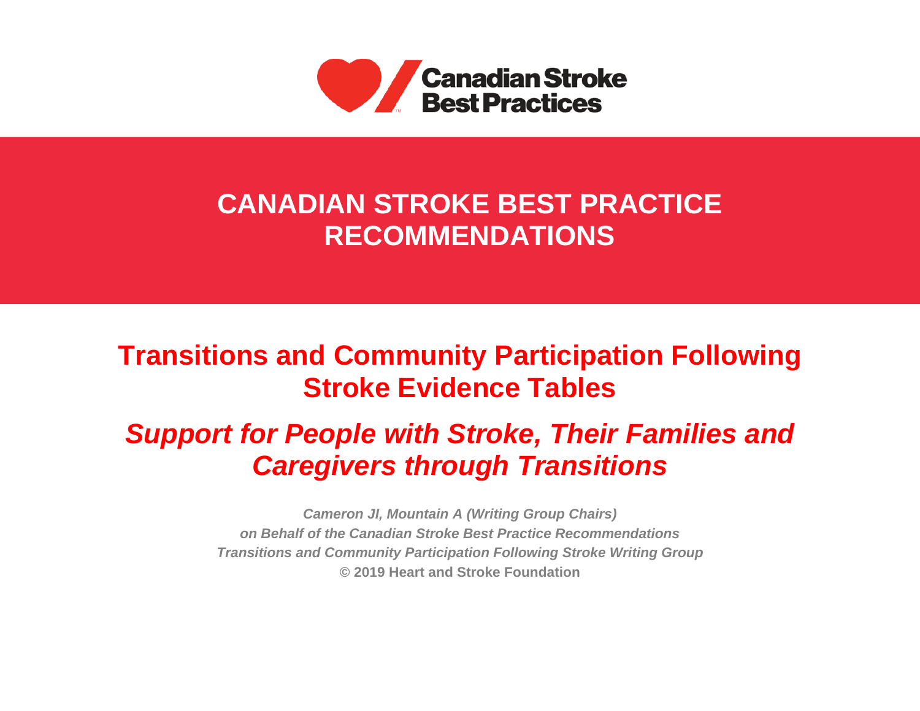Canadian Stroke Best Practices

# CANADIAN STROKE BEST PRACTICE RECOMMENDATIONS

## Transitions and Community Participation Following Stroke Evidence Tables

## *Support for People with Stroke, Their Families and Caregivers through Transitions*

***Cameron JI, Mountain A (Writing Group Chairs)***
***on Behalf of the Canadian Stroke Best Practice Recommendations***
***Transitions and Community Participation Following Stroke Writing Group***
**© 2019 Heart and Stroke Foundation**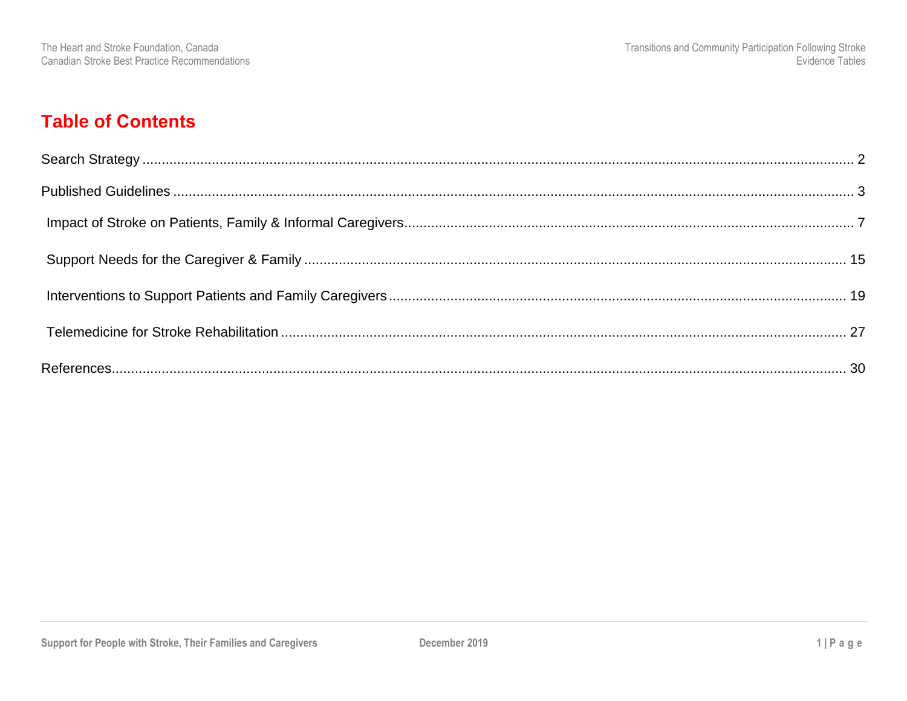# Table of Contents

Search Strategy ..... 2

Published Guidelines ..... 3

- Impact of Stroke on Patients, Family & Informal Caregivers ..... 7
- Support Needs for the Caregiver & Family ..... 15
- Interventions to Support Patients and Family Caregivers ..... 19
- Telemedicine for Stroke Rehabilitation ..... 27

References ..... 30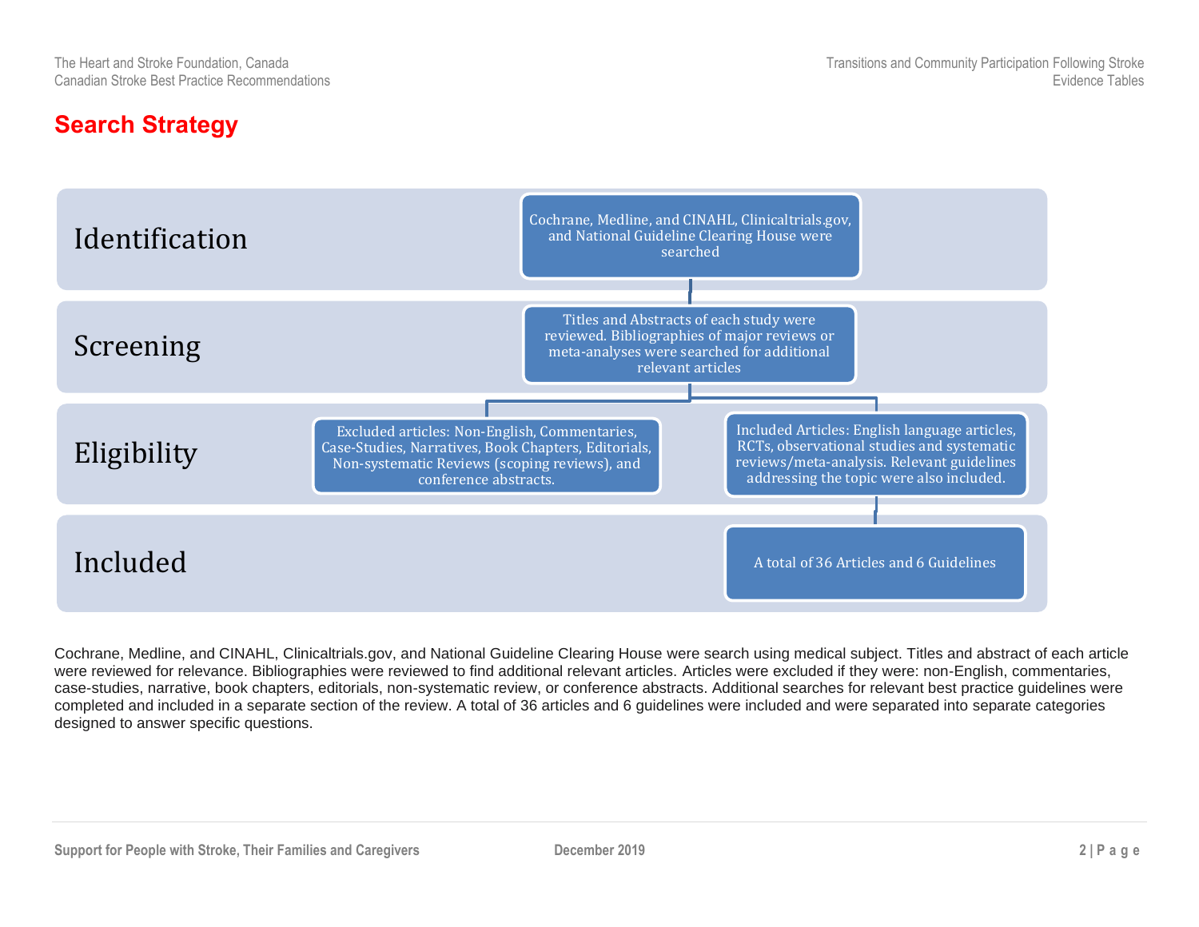# Search Strategy

**Identification**

Cochrane, Medline, and CINAHL, Clinicaltrials.gov, and National Guideline Clearing House were searched

**Screening**

Titles and Abstracts of each study were reviewed. Bibliographies of major reviews or meta-analyses were searched for additional relevant articles

**Eligibility**

Excluded articles: Non-English, Commentaries, Case-Studies, Narratives, Book Chapters, Editorials, Non-systematic Reviews (scoping reviews), and conference abstracts.

Included Articles: English language articles, RCTs, observational studies and systematic reviews/meta-analysis. Relevant guidelines addressing the topic were also included.

**Included**

A total of 36 Articles and 6 Guidelines

Cochrane, Medline, and CINAHL, Clinicaltrials.gov, and National Guideline Clearing House were search using medical subject. Titles and abstract of each article were reviewed for relevance. Bibliographies were reviewed to find additional relevant articles. Articles were excluded if they were: non-English, commentaries, case-studies, narrative, book chapters, editorials, non-systematic review, or conference abstracts. Additional searches for relevant best practice guidelines were completed and included in a separate section of the review. A total of 36 articles and 6 guidelines were included and were separated into separate categories designed to answer specific questions.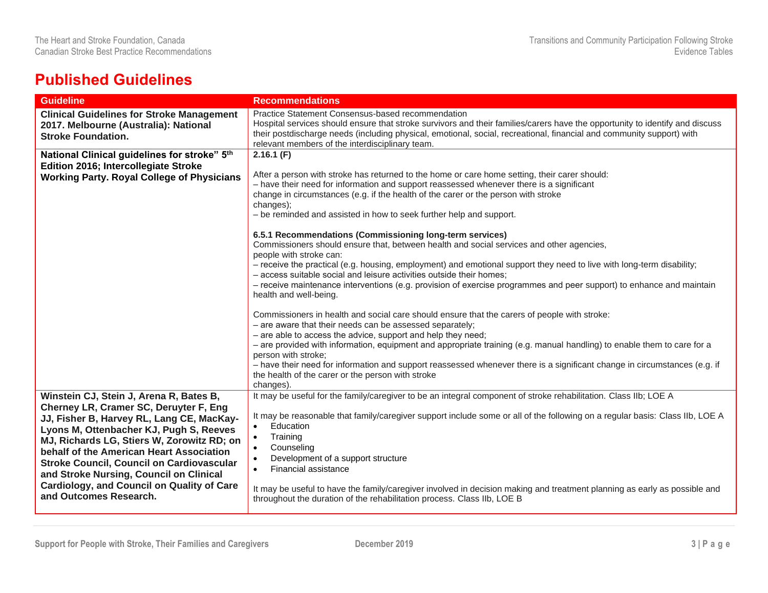# Published Guidelines

| Guideline | Recommendations |
|---|---|
| **Clinical Guidelines for Stroke Management 2017. Melbourne (Australia): National Stroke Foundation.** | Practice Statement Consensus-based recommendation<br>Hospital services should ensure that stroke survivors and their families/carers have the opportunity to identify and discuss their postdischarge needs (including physical, emotional, social, recreational, financial and community support) with relevant members of the interdisciplinary team. |
| **National Clinical guidelines for stroke" 5th Edition 2016; Intercollegiate Stroke Working Party. Royal College of Physicians** | **2.16.1 (F)**<br><br>After a person with stroke has returned to the home or care home setting, their carer should:<br>– have their need for information and support reassessed whenever there is a significant change in circumstances (e.g. if the health of the carer or the person with stroke changes);<br>– be reminded and assisted in how to seek further help and support.<br><br>**6.5.1 Recommendations (Commissioning long-term services)**<br>Commissioners should ensure that, between health and social services and other agencies, people with stroke can:<br>– receive the practical (e.g. housing, employment) and emotional support they need to live with long-term disability;<br>– access suitable social and leisure activities outside their homes;<br>– receive maintenance interventions (e.g. provision of exercise programmes and peer support) to enhance and maintain health and well-being.<br><br>Commissioners in health and social care should ensure that the carers of people with stroke:<br>– are aware that their needs can be assessed separately;<br>– are able to access the advice, support and help they need;<br>– are provided with information, equipment and appropriate training (e.g. manual handling) to enable them to care for a person with stroke;<br>– have their need for information and support reassessed whenever there is a significant change in circumstances (e.g. if the health of the carer or the person with stroke changes). |
| **Winstein CJ, Stein J, Arena R, Bates B, Cherney LR, Cramer SC, Deruyter F, Eng JJ, Fisher B, Harvey RL, Lang CE, MacKay-Lyons M, Ottenbacher KJ, Pugh S, Reeves MJ, Richards LG, Stiers W, Zorowitz RD; on behalf of the American Heart Association Stroke Council, Council on Cardiovascular and Stroke Nursing, Council on Clinical Cardiology, and Council on Quality of Care and Outcomes Research.** | It may be useful for the family/caregiver to be an integral component of stroke rehabilitation. Class IIb; LOE A<br><br>It may be reasonable that family/caregiver support include some or all of the following on a regular basis: Class IIb, LOE A<br>• Education<br>• Training<br>• Counseling<br>• Development of a support structure<br>• Financial assistance<br><br>It may be useful to have the family/caregiver involved in decision making and treatment planning as early as possible and throughout the duration of the rehabilitation process. Class IIb, LOE B |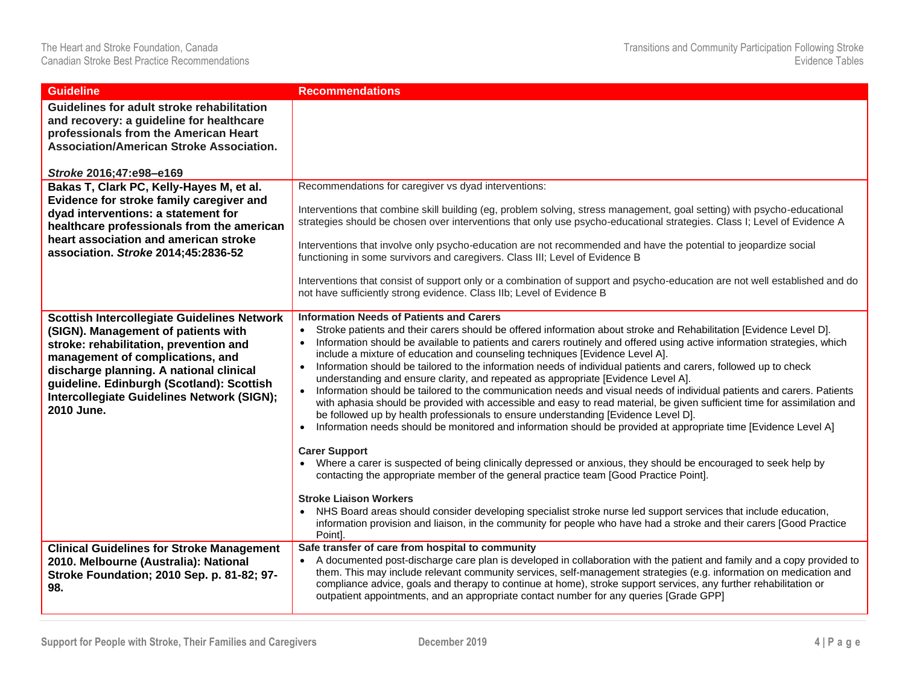| Guideline | Recommendations |
|---|---|
| **Guidelines for adult stroke rehabilitation and recovery: a guideline for healthcare professionals from the American Heart Association/American Stroke Association.**<br><br>***Stroke* 2016;47:e98–e169** | |
| **Bakas T, Clark PC, Kelly-Hayes M, et al. Evidence for stroke family caregiver and dyad interventions: a statement for healthcare professionals from the american heart association and american stroke association. *Stroke* 2014;45:2836-52** | Recommendations for caregiver vs dyad interventions:<br><br>Interventions that combine skill building (eg, problem solving, stress management, goal setting) with psycho-educational strategies should be chosen over interventions that only use psycho-educational strategies. Class I; Level of Evidence A<br><br>Interventions that involve only psycho-education are not recommended and have the potential to jeopardize social functioning in some survivors and caregivers. Class III; Level of Evidence B<br><br>Interventions that consist of support only or a combination of support and psycho-education are not well established and do not have sufficiently strong evidence. Class IIb; Level of Evidence B |
| **Scottish Intercollegiate Guidelines Network (SIGN). Management of patients with stroke: rehabilitation, prevention and management of complications, and discharge planning. A national clinical guideline. Edinburgh (Scotland): Scottish Intercollegiate Guidelines Network (SIGN); 2010 June.** | **Information Needs of Patients and Carers**<br>• Stroke patients and their carers should be offered information about stroke and Rehabilitation [Evidence Level D].<br>• Information should be available to patients and carers routinely and offered using active information strategies, which include a mixture of education and counseling techniques [Evidence Level A].<br>• Information should be tailored to the information needs of individual patients and carers, followed up to check understanding and ensure clarity, and repeated as appropriate [Evidence Level A].<br>• Information should be tailored to the communication needs and visual needs of individual patients and carers. Patients with aphasia should be provided with accessible and easy to read material, be given sufficient time for assimilation and be followed up by health professionals to ensure understanding [Evidence Level D].<br>• Information needs should be monitored and information should be provided at appropriate time [Evidence Level A]<br><br>**Carer Support**<br>• Where a carer is suspected of being clinically depressed or anxious, they should be encouraged to seek help by contacting the appropriate member of the general practice team [Good Practice Point].<br><br>**Stroke Liaison Workers**<br>• NHS Board areas should consider developing specialist stroke nurse led support services that include education, information provision and liaison, in the community for people who have had a stroke and their carers [Good Practice Point]. |
| **Clinical Guidelines for Stroke Management 2010. Melbourne (Australia): National Stroke Foundation; 2010 Sep. p. 81-82; 97-98.** | **Safe transfer of care from hospital to community**<br>• A documented post-discharge care plan is developed in collaboration with the patient and family and a copy provided to them. This may include relevant community services, self-management strategies (e.g. information on medication and compliance advice, goals and therapy to continue at home), stroke support services, any further rehabilitation or outpatient appointments, and an appropriate contact number for any queries [Grade GPP] |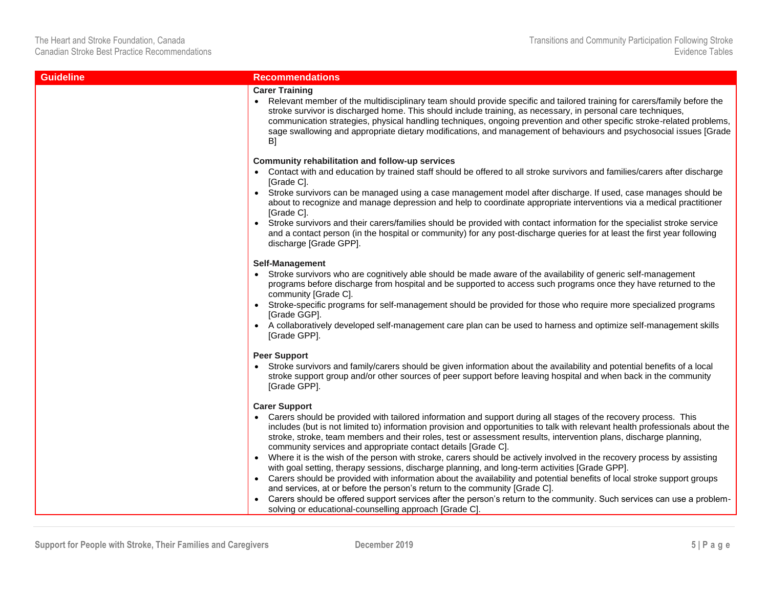| Guideline | Recommendations |
|---|---|
| | **Carer Training**<br>• Relevant member of the multidisciplinary team should provide specific and tailored training for carers/family before the stroke survivor is discharged home. This should include training, as necessary, in personal care techniques, communication strategies, physical handling techniques, ongoing prevention and other specific stroke-related problems, sage swallowing and appropriate dietary modifications, and management of behaviours and psychosocial issues [Grade B]<br><br>**Community rehabilitation and follow-up services**<br>• Contact with and education by trained staff should be offered to all stroke survivors and families/carers after discharge [Grade C].<br>• Stroke survivors can be managed using a case management model after discharge. If used, case manages should be about to recognize and manage depression and help to coordinate appropriate interventions via a medical practitioner [Grade C].<br>• Stroke survivors and their carers/families should be provided with contact information for the specialist stroke service and a contact person (in the hospital or community) for any post-discharge queries for at least the first year following discharge [Grade GPP].<br><br>**Self-Management**<br>• Stroke survivors who are cognitively able should be made aware of the availability of generic self-management programs before discharge from hospital and be supported to access such programs once they have returned to the community [Grade C].<br>• Stroke-specific programs for self-management should be provided for those who require more specialized programs [Grade GGP].<br>• A collaboratively developed self-management care plan can be used to harness and optimize self-management skills [Grade GPP].<br><br>**Peer Support**<br>• Stroke survivors and family/carers should be given information about the availability and potential benefits of a local stroke support group and/or other sources of peer support before leaving hospital and when back in the community [Grade GPP].<br><br>**Carer Support**<br>• Carers should be provided with tailored information and support during all stages of the recovery process. This includes (but is not limited to) information provision and opportunities to talk with relevant health professionals about the stroke, stroke, team members and their roles, test or assessment results, intervention plans, discharge planning, community services and appropriate contact details [Grade C].<br>• Where it is the wish of the person with stroke, carers should be actively involved in the recovery process by assisting with goal setting, therapy sessions, discharge planning, and long-term activities [Grade GPP].<br>• Carers should be provided with information about the availability and potential benefits of local stroke support groups and services, at or before the person's return to the community [Grade C].<br>• Carers should be offered support services after the person's return to the community. Such services can use a problem-solving or educational-counselling approach [Grade C]. |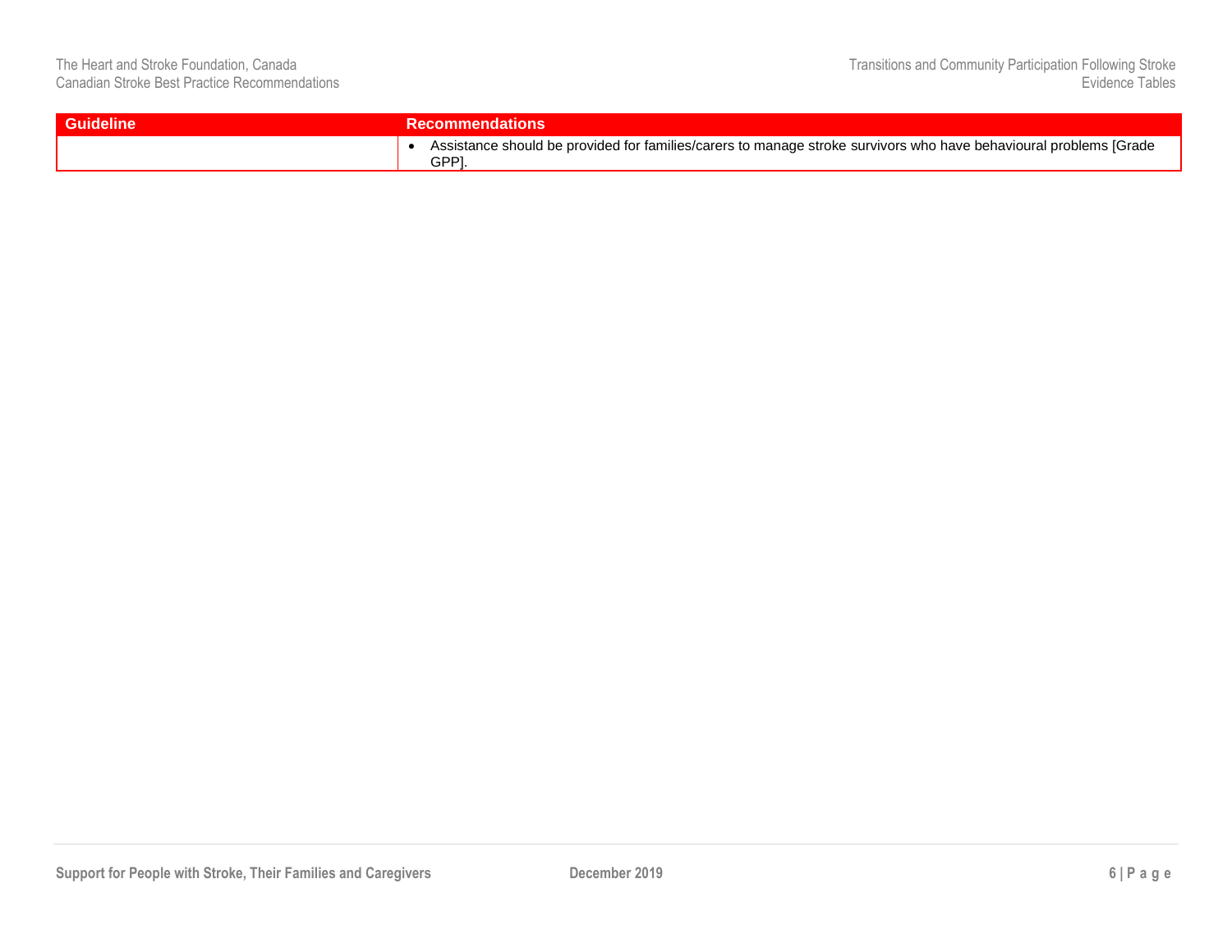| Guideline | Recommendations |
| --- | --- |
| | • Assistance should be provided for families/carers to manage stroke survivors who have behavioural problems [Grade GPP]. |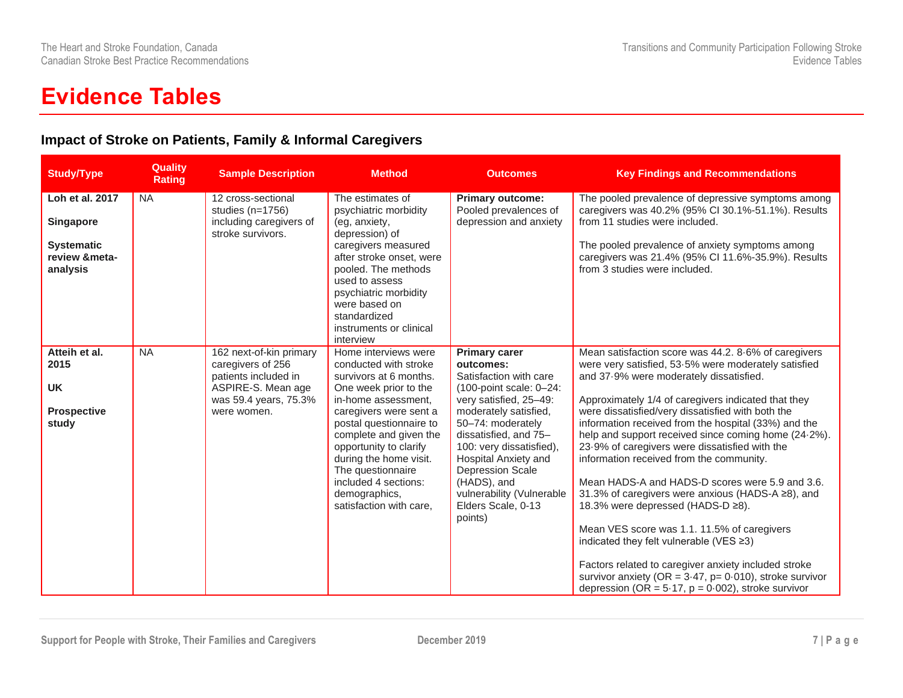# Evidence Tables

## Impact of Stroke on Patients, Family & Informal Caregivers

| Study/Type | Quality Rating | Sample Description | Method | Outcomes | Key Findings and Recommendations |
|---|---|---|---|---|---|
| **Loh et al. 2017**<br><br>**Singapore**<br><br>**Systematic review &meta-analysis** | NA | 12 cross-sectional studies (n=1756) including caregivers of stroke survivors. | The estimates of psychiatric morbidity (eg, anxiety, depression) of caregivers measured after stroke onset, were pooled. The methods used to assess psychiatric morbidity were based on standardized instruments or clinical interview | **Primary outcome:** Pooled prevalences of depression and anxiety | The pooled prevalence of depressive symptoms among caregivers was 40.2% (95% CI 30.1%-51.1%). Results from 11 studies were included.<br><br>The pooled prevalence of anxiety symptoms among caregivers was 21.4% (95% CI 11.6%-35.9%). Results from 3 studies were included. |
| **Atteih et al. 2015**<br><br>**UK**<br><br>**Prospective study** | NA | 162 next-of-kin primary caregivers of 256 patients included in ASPIRE-S. Mean age was 59.4 years, 75.3% were women. | Home interviews were conducted with stroke survivors at 6 months. One week prior to the in-home assessment, caregivers were sent a postal questionnaire to complete and given the opportunity to clarify during the home visit. The questionnaire included 4 sections: demographics, satisfaction with care, | **Primary carer outcomes:** Satisfaction with care (100-point scale: 0–24: very satisfied, 25–49: moderately satisfied, 50–74: moderately dissatisfied, and 75–100: very dissatisfied), Hospital Anxiety and Depression Scale (HADS), and vulnerability (Vulnerable Elders Scale, 0-13 points) | Mean satisfaction score was 44.2. 8·6% of caregivers were very satisfied, 53·5% were moderately satisfied and 37·9% were moderately dissatisfied.<br><br>Approximately 1/4 of caregivers indicated that they were dissatisfied/very dissatisfied with both the information received from the hospital (33%) and the help and support received since coming home (24·2%). 23·9% of caregivers were dissatisfied with the information received from the community.<br><br>Mean HADS-A and HADS-D scores were 5.9 and 3.6. 31.3% of caregivers were anxious (HADS-A ≥8), and 18.3% were depressed (HADS-D ≥8).<br><br>Mean VES score was 1.1. 11.5% of caregivers indicated they felt vulnerable (VES ≥3)<br><br>Factors related to caregiver anxiety included stroke survivor anxiety ($OR = 3{\cdot}47$, $p= 0{\cdot}010$), stroke survivor depression ($OR = 5{\cdot}17$, $p = 0{\cdot}002$), stroke survivor |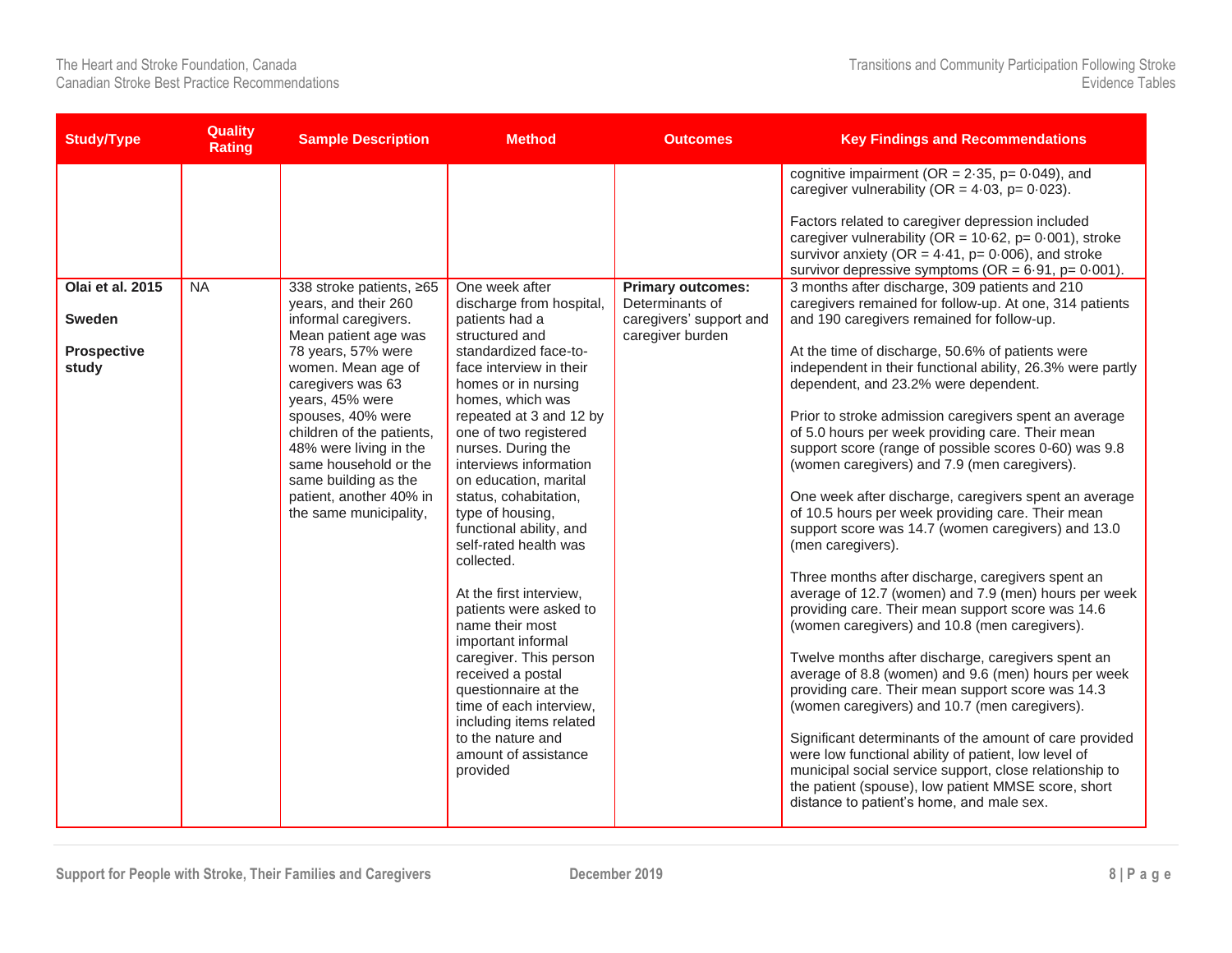| Study/Type | Quality Rating | Sample Description | Method | Outcomes | Key Findings and Recommendations |
|---|---|---|---|---|---|
| | | | | | cognitive impairment (OR = 2·35, p= 0·049), and caregiver vulnerability (OR = 4·03, p= 0·023).<br><br>Factors related to caregiver depression included caregiver vulnerability (OR = 10·62, p= 0·001), stroke survivor anxiety (OR = 4·41, p= 0·006), and stroke survivor depressive symptoms (OR = 6·91, p= 0·001). |
| **Olai et al. 2015**<br><br>**Sweden**<br><br>**Prospective study** | NA | 338 stroke patients, ≥65 years, and their 260 informal caregivers. Mean patient age was 78 years, 57% were women. Mean age of caregivers was 63 years, 45% were spouses, 40% were children of the patients, 48% were living in the same household or the same building as the patient, another 40% in the same municipality, | One week after discharge from hospital, patients had a structured and standardized face-to-face interview in their homes or in nursing homes, which was repeated at 3 and 12 by one of two registered nurses. During the interviews information on education, marital status, cohabitation, type of housing, functional ability, and self-rated health was collected.<br><br>At the first interview, patients were asked to name their most important informal caregiver. This person received a postal questionnaire at the time of each interview, including items related to the nature and amount of assistance provided | **Primary outcomes:** Determinants of caregivers' support and caregiver burden | 3 months after discharge, 309 patients and 210 caregivers remained for follow-up. At one, 314 patients and 190 caregivers remained for follow-up.<br><br>At the time of discharge, 50.6% of patients were independent in their functional ability, 26.3% were partly dependent, and 23.2% were dependent.<br><br>Prior to stroke admission caregivers spent an average of 5.0 hours per week providing care. Their mean support score (range of possible scores 0-60) was 9.8 (women caregivers) and 7.9 (men caregivers).<br><br>One week after discharge, caregivers spent an average of 10.5 hours per week providing care. Their mean support score was 14.7 (women caregivers) and 13.0 (men caregivers).<br><br>Three months after discharge, caregivers spent an average of 12.7 (women) and 7.9 (men) hours per week providing care. Their mean support score was 14.6 (women caregivers) and 10.8 (men caregivers).<br><br>Twelve months after discharge, caregivers spent an average of 8.8 (women) and 9.6 (men) hours per week providing care. Their mean support score was 14.3 (women caregivers) and 10.7 (men caregivers).<br><br>Significant determinants of the amount of care provided were low functional ability of patient, low level of municipal social service support, close relationship to the patient (spouse), low patient MMSE score, short distance to patient's home, and male sex. |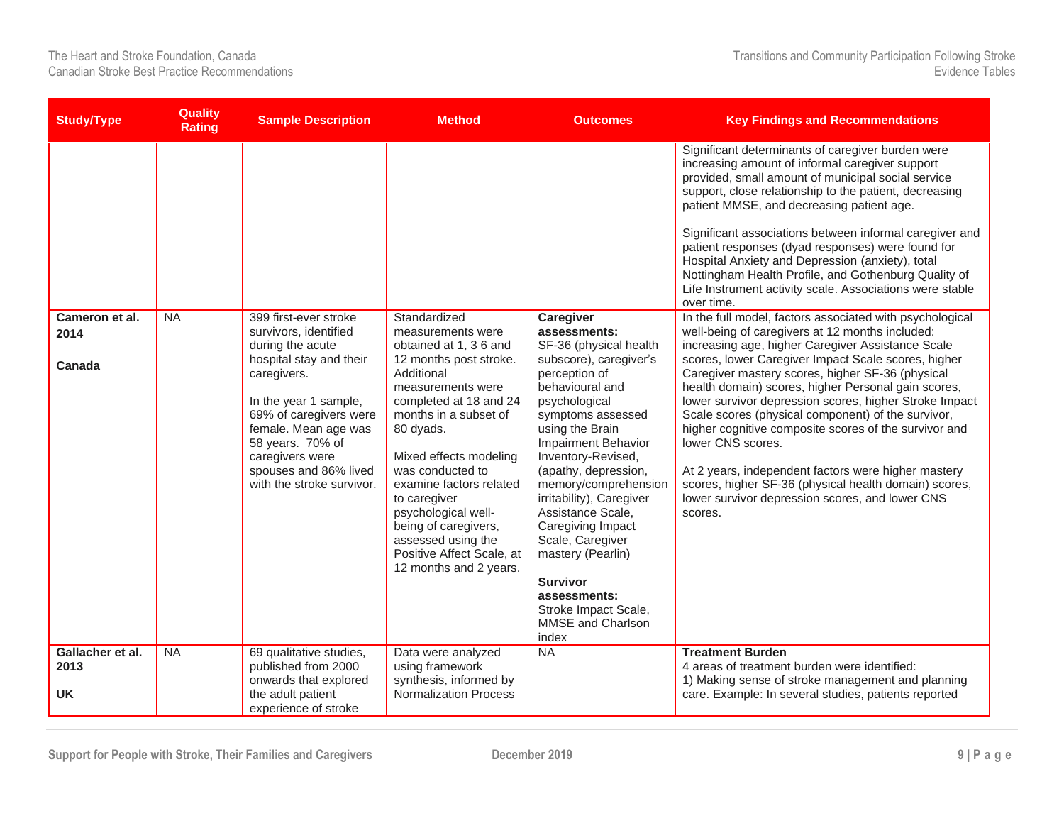| Study/Type | Quality Rating | Sample Description | Method | Outcomes | Key Findings and Recommendations |
|---|---|---|---|---|---|
| | | | | | Significant determinants of caregiver burden were increasing amount of informal caregiver support provided, small amount of municipal social service support, close relationship to the patient, decreasing patient MMSE, and decreasing patient age.<br><br>Significant associations between informal caregiver and patient responses (dyad responses) were found for Hospital Anxiety and Depression (anxiety), total Nottingham Health Profile, and Gothenburg Quality of Life Instrument activity scale. Associations were stable over time. |
| **Cameron et al. 2014**<br><br>**Canada** | NA | 399 first-ever stroke survivors, identified during the acute hospital stay and their caregivers.<br><br>In the year 1 sample, 69% of caregivers were female. Mean age was 58 years. 70% of caregivers were spouses and 86% lived with the stroke survivor. | Standardized measurements were obtained at 1, 3 6 and 12 months post stroke. Additional measurements were completed at 18 and 24 months in a subset of 80 dyads.<br><br>Mixed effects modeling was conducted to examine factors related to caregiver psychological well-being of caregivers, assessed using the Positive Affect Scale, at 12 months and 2 years. | **Caregiver assessments:**<br>SF-36 (physical health subscore), caregiver's perception of behavioural and psychological symptoms assessed using the Brain Impairment Behavior Inventory-Revised, (apathy, depression, memory/comprehension irritability), Caregiver Assistance Scale, Caregiving Impact Scale, Caregiver mastery (Pearlin)<br><br>**Survivor assessments:**<br>Stroke Impact Scale, MMSE and Charlson index | In the full model, factors associated with psychological well-being of caregivers at 12 months included: increasing age, higher Caregiver Assistance Scale scores, lower Caregiver Impact Scale scores, higher Caregiver mastery scores, higher SF-36 (physical health domain) scores, higher Personal gain scores, lower survivor depression scores, higher Stroke Impact Scale scores (physical component) of the survivor, higher cognitive composite scores of the survivor and lower CNS scores.<br><br>At 2 years, independent factors were higher mastery scores, higher SF-36 (physical health domain) scores, lower survivor depression scores, and lower CNS scores. |
| **Gallacher et al. 2013**<br><br>**UK** | NA | 69 qualitative studies, published from 2000 onwards that explored the adult patient experience of stroke | Data were analyzed using framework synthesis, informed by Normalization Process | NA | **Treatment Burden**<br>4 areas of treatment burden were identified:<br>1) Making sense of stroke management and planning care. Example: In several studies, patients reported |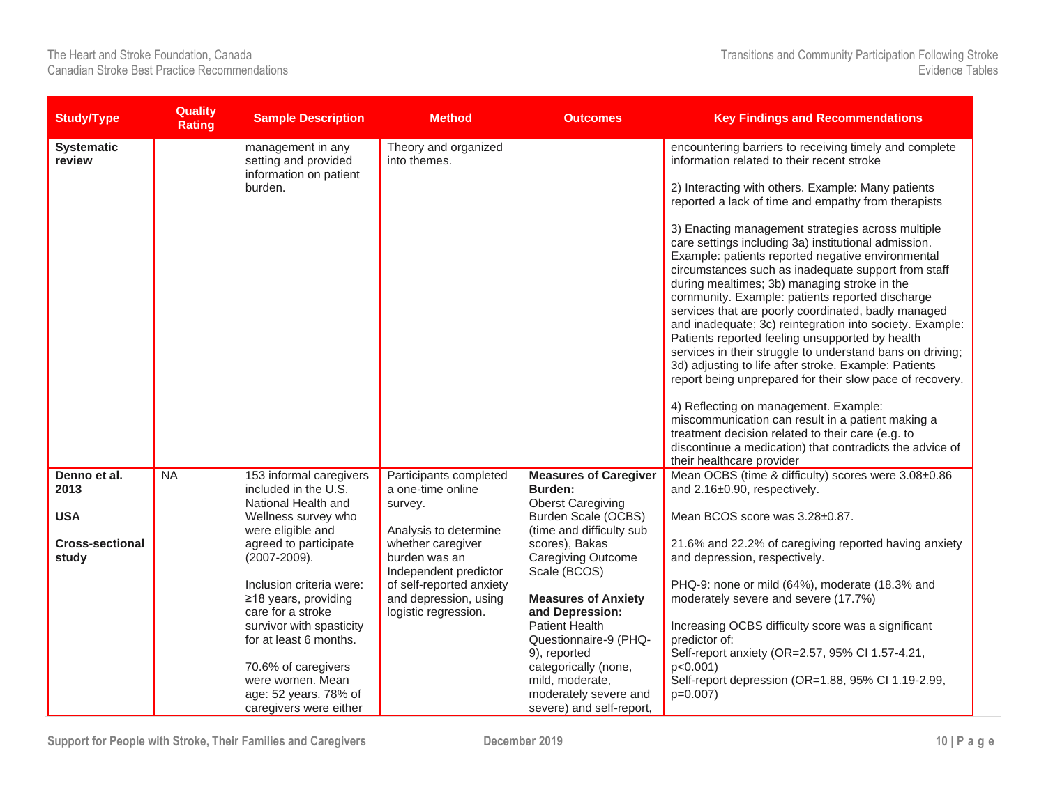| Study/Type | Quality Rating | Sample Description | Method | Outcomes | Key Findings and Recommendations |
|---|---|---|---|---|---|
| **Systematic review** | | management in any setting and provided information on patient burden. | Theory and organized into themes. | | encountering barriers to receiving timely and complete information related to their recent stroke<br><br>2) Interacting with others. Example: Many patients reported a lack of time and empathy from therapists<br><br>3) Enacting management strategies across multiple care settings including 3a) institutional admission. Example: patients reported negative environmental circumstances such as inadequate support from staff during mealtimes; 3b) managing stroke in the community. Example: patients reported discharge services that are poorly coordinated, badly managed and inadequate; 3c) reintegration into society. Example: Patients reported feeling unsupported by health services in their struggle to understand bans on driving; 3d) adjusting to life after stroke. Example: Patients report being unprepared for their slow pace of recovery.<br><br>4) Reflecting on management. Example: miscommunication can result in a patient making a treatment decision related to their care (e.g. to discontinue a medication) that contradicts the advice of their healthcare provider |
| **Denno et al. 2013**<br><br>**USA**<br><br>**Cross-sectional study** | NA | 153 informal caregivers included in the U.S. National Health and Wellness survey who were eligible and agreed to participate (2007-2009).<br><br>Inclusion criteria were: ≥18 years, providing care for a stroke survivor with spasticity for at least 6 months.<br><br>70.6% of caregivers were women. Mean age: 52 years. 78% of caregivers were either | Participants completed a one-time online survey.<br><br>Analysis to determine whether caregiver burden was an Independent predictor of self-reported anxiety and depression, using logistic regression. | **Measures of Caregiver Burden:**<br>Oberst Caregiving Burden Scale (OCBS) (time and difficulty sub scores), Bakas Caregiving Outcome Scale (BCOS)<br><br>**Measures of Anxiety and Depression:**<br>Patient Health Questionnaire-9 (PHQ-9), reported categorically (none, mild, moderate, moderately severe and severe) and self-report, | Mean OCBS (time & difficulty) scores were 3.08±0.86 and 2.16±0.90, respectively.<br><br>Mean BCOS score was 3.28±0.87.<br><br>21.6% and 22.2% of caregiving reported having anxiety and depression, respectively.<br><br>PHQ-9: none or mild (64%), moderate (18.3% and moderately severe and severe (17.7%)<br><br>Increasing OCBS difficulty score was a significant predictor of:<br>Self-report anxiety (OR=2.57, 95% CI 1.57-4.21, $p<0.001$)<br>Self-report depression (OR=1.88, 95% CI 1.19-2.99, $p=0.007$) |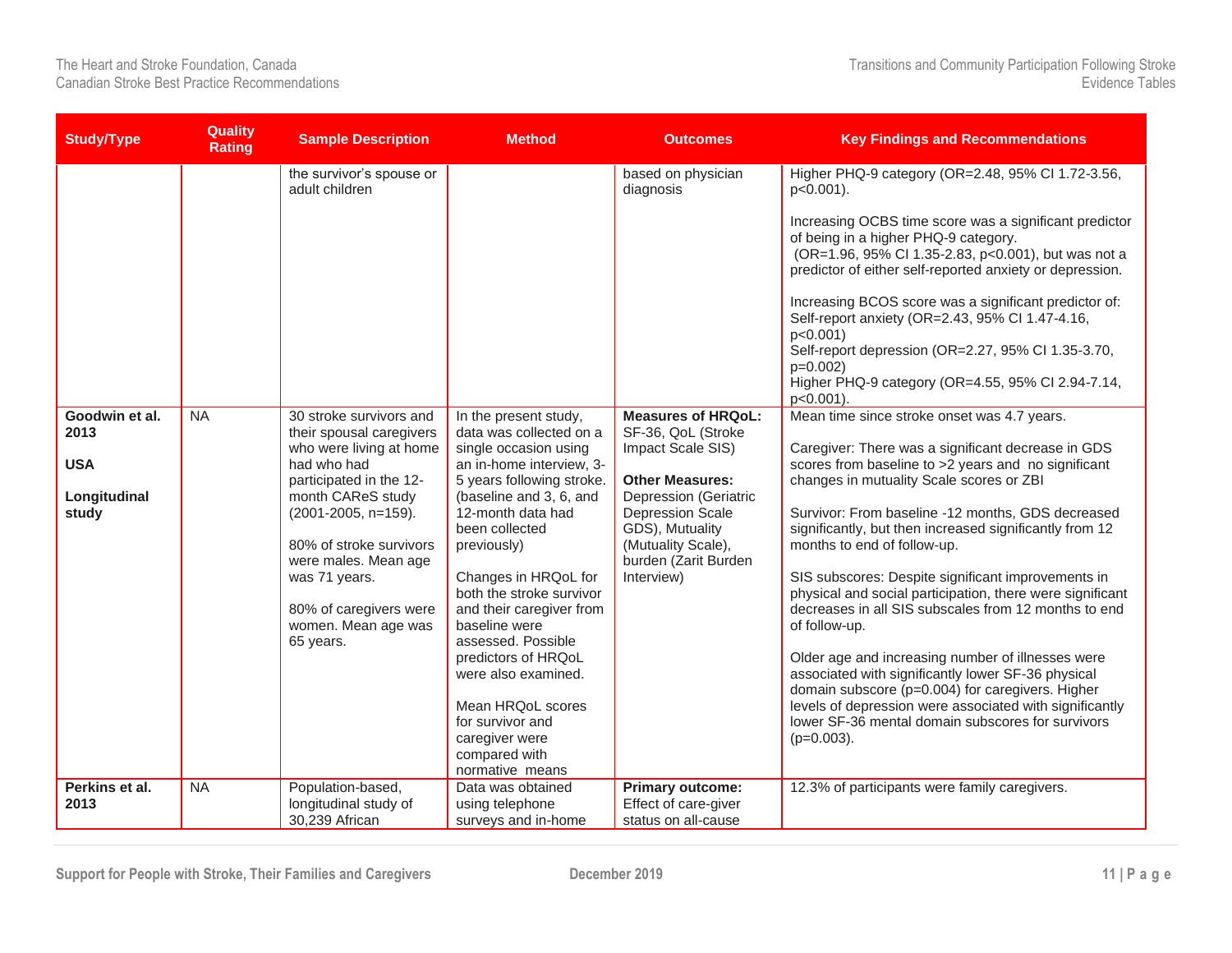| Study/Type | Quality Rating | Sample Description | Method | Outcomes | Key Findings and Recommendations |
|---|---|---|---|---|---|
| | | the survivor's spouse or adult children | | based on physician diagnosis | Higher PHQ-9 category (OR=2.48, 95% CI 1.72-3.56, p<0.001).<br><br>Increasing OCBS time score was a significant predictor of being in a higher PHQ-9 category. (OR=1.96, 95% CI 1.35-2.83, p<0.001), but was not a predictor of either self-reported anxiety or depression.<br><br>Increasing BCOS score was a significant predictor of:<br>Self-report anxiety (OR=2.43, 95% CI 1.47-4.16, p<0.001)<br>Self-report depression (OR=2.27, 95% CI 1.35-3.70, p=0.002)<br>Higher PHQ-9 category (OR=4.55, 95% CI 2.94-7.14, p<0.001). |
| **Goodwin et al. 2013**<br><br>**USA**<br><br>**Longitudinal study** | NA | 30 stroke survivors and their spousal caregivers who were living at home had who had participated in the 12-month CAReS study (2001-2005, n=159).<br><br>80% of stroke survivors were males. Mean age was 71 years.<br><br>80% of caregivers were women. Mean age was 65 years. | In the present study, data was collected on a single occasion using an in-home interview, 3-5 years following stroke. (baseline and 3, 6, and 12-month data had been collected previously)<br><br>Changes in HRQoL for both the stroke survivor and their caregiver from baseline were assessed. Possible predictors of HRQoL were also examined.<br><br>Mean HRQoL scores for survivor and caregiver were compared with normative means | **Measures of HRQoL:** SF-36, QoL (Stroke Impact Scale SIS)<br><br>**Other Measures:** Depression (Geriatric Depression Scale GDS), Mutuality (Mutuality Scale), burden (Zarit Burden Interview) | Mean time since stroke onset was 4.7 years.<br><br>Caregiver: There was a significant decrease in GDS scores from baseline to >2 years and no significant changes in mutuality Scale scores or ZBI<br><br>Survivor: From baseline -12 months, GDS decreased significantly, but then increased significantly from 12 months to end of follow-up.<br><br>SIS subscores: Despite significant improvements in physical and social participation, there were significant decreases in all SIS subscales from 12 months to end of follow-up.<br><br>Older age and increasing number of illnesses were associated with significantly lower SF-36 physical domain subscore (p=0.004) for caregivers. Higher levels of depression were associated with significantly lower SF-36 mental domain subscores for survivors (p=0.003). |
| **Perkins et al. 2013** | NA | Population-based, longitudinal study of 30,239 African | Data was obtained using telephone surveys and in-home | **Primary outcome:** Effect of care-giver status on all-cause | 12.3% of participants were family caregivers. |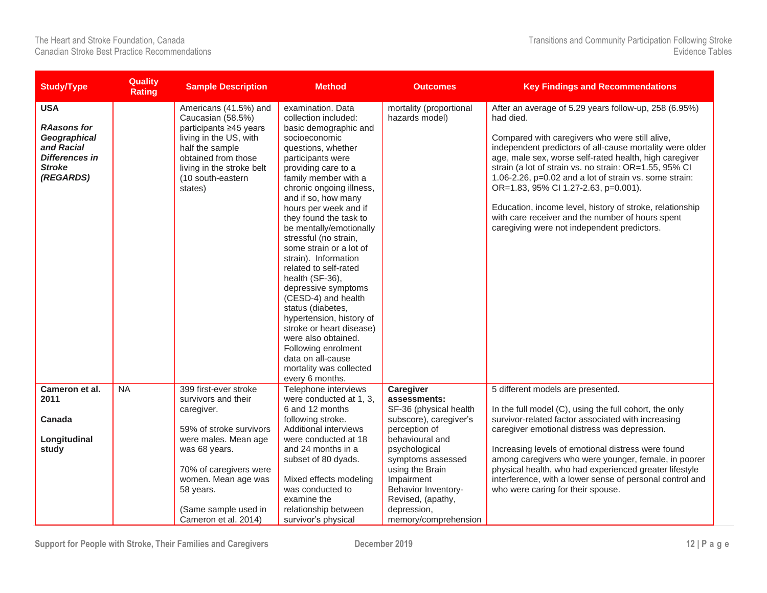| Study/Type | Quality Rating | Sample Description | Method | Outcomes | Key Findings and Recommendations |
|---|---|---|---|---|---|
| **USA**<br><br>***RAasons for Geographical and Racial Differences in Stroke (REGARDS)*** | | Americans (41.5%) and Caucasian (58.5%) participants ≥45 years living in the US, with half the sample obtained from those living in the stroke belt (10 south-eastern states) | examination. Data collection included: basic demographic and socioeconomic questions, whether participants were providing care to a family member with a chronic ongoing illness, and if so, how many hours per week and if they found the task to be mentally/emotionally stressful (no strain, some strain or a lot of strain). Information related to self-rated health (SF-36), depressive symptoms (CESD-4) and health status (diabetes, hypertension, history of stroke or heart disease) were also obtained. Following enrolment data on all-cause mortality was collected every 6 months. | mortality (proportional hazards model) | After an average of 5.29 years follow-up, 258 (6.95%) had died.<br><br>Compared with caregivers who were still alive, independent predictors of all-cause mortality were older age, male sex, worse self-rated health, high caregiver strain (a lot of strain vs. no strain: OR=1.55, 95% CI 1.06-2.26, p=0.02 and a lot of strain vs. some strain: OR=1.83, 95% CI 1.27-2.63, p=0.001).<br><br>Education, income level, history of stroke, relationship with care receiver and the number of hours spent caregiving were not independent predictors. |
| **Cameron et al. 2011**<br><br>**Canada**<br><br>**Longitudinal study** | NA | 399 first-ever stroke survivors and their caregiver.<br><br>59% of stroke survivors were males. Mean age was 68 years.<br><br>70% of caregivers were women. Mean age was 58 years.<br><br>(Same sample used in Cameron et al. 2014) | Telephone interviews were conducted at 1, 3, 6 and 12 months following stroke. Additional interviews were conducted at 18 and 24 months in a subset of 80 dyads.<br><br>Mixed effects modeling was conducted to examine the relationship between survivor's physical | **Caregiver assessments:**<br>SF-36 (physical health subscore), caregiver's perception of behavioural and psychological symptoms assessed using the Brain Impairment Behavior Inventory-Revised, (apathy, depression, memory/comprehension | 5 different models are presented.<br><br>In the full model (C), using the full cohort, the only survivor-related factor associated with increasing caregiver emotional distress was depression.<br><br>Increasing levels of emotional distress were found among caregivers who were younger, female, in poorer physical health, who had experienced greater lifestyle interference, with a lower sense of personal control and who were caring for their spouse. |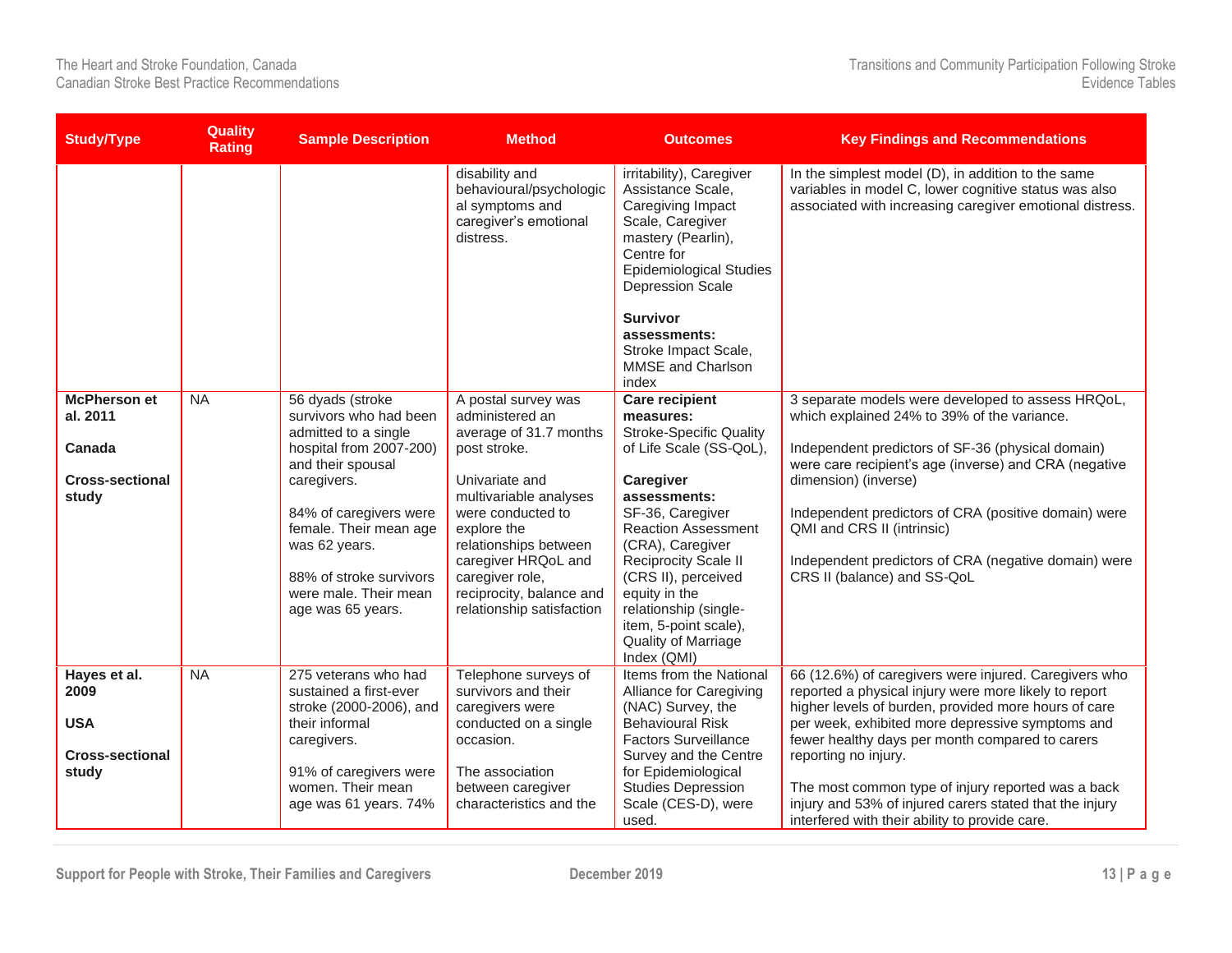| Study/Type | Quality Rating | Sample Description | Method | Outcomes | Key Findings and Recommendations |
|---|---|---|---|---|---|
| | | | disability and behavioural/psychological symptoms and caregiver's emotional distress. | irritability), Caregiver Assistance Scale, Caregiving Impact Scale, Caregiver mastery (Pearlin), Centre for Epidemiological Studies Depression Scale<br><br>**Survivor assessments:**<br>Stroke Impact Scale, MMSE and Charlson index | In the simplest model (D), in addition to the same variables in model C, lower cognitive status was also associated with increasing caregiver emotional distress. |
| **McPherson et al. 2011**<br><br>**Canada**<br><br>**Cross-sectional study** | NA | 56 dyads (stroke survivors who had been admitted to a single hospital from 2007-200) and their spousal caregivers.<br><br>84% of caregivers were female. Their mean age was 62 years.<br><br>88% of stroke survivors were male. Their mean age was 65 years. | A postal survey was administered an average of 31.7 months post stroke.<br><br>Univariate and multivariable analyses were conducted to explore the relationships between caregiver HRQoL and caregiver role, reciprocity, balance and relationship satisfaction | **Care recipient measures:**<br>Stroke-Specific Quality of Life Scale (SS-QoL),<br><br>**Caregiver assessments:**<br>SF-36, Caregiver Reaction Assessment (CRA), Caregiver Reciprocity Scale II (CRS II), perceived equity in the relationship (single-item, 5-point scale), Quality of Marriage Index (QMI) | 3 separate models were developed to assess HRQoL, which explained 24% to 39% of the variance.<br><br>Independent predictors of SF-36 (physical domain) were care recipient's age (inverse) and CRA (negative dimension) (inverse)<br><br>Independent predictors of CRA (positive domain) were QMI and CRS II (intrinsic)<br><br>Independent predictors of CRA (negative domain) were CRS II (balance) and SS-QoL |
| **Hayes et al. 2009**<br><br>**USA**<br><br>**Cross-sectional study** | NA | 275 veterans who had sustained a first-ever stroke (2000-2006), and their informal caregivers.<br><br>91% of caregivers were women. Their mean age was 61 years. 74% | Telephone surveys of survivors and their caregivers were conducted on a single occasion.<br><br>The association between caregiver characteristics and the | Items from the National Alliance for Caregiving (NAC) Survey, the Behavioural Risk Factors Surveillance Survey and the Centre for Epidemiological Studies Depression Scale (CES-D), were used. | 66 (12.6%) of caregivers were injured. Caregivers who reported a physical injury were more likely to report higher levels of burden, provided more hours of care per week, exhibited more depressive symptoms and fewer healthy days per month compared to carers reporting no injury.<br><br>The most common type of injury reported was a back injury and 53% of injured carers stated that the injury interfered with their ability to provide care. |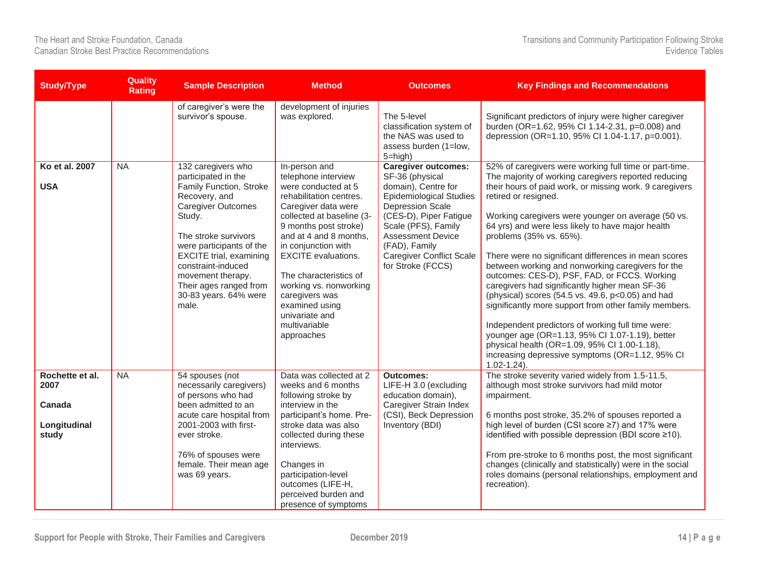| Study/Type | Quality Rating | Sample Description | Method | Outcomes | Key Findings and Recommendations |
|---|---|---|---|---|---|
| | | of caregiver's were the survivor's spouse. | development of injuries was explored. | The 5-level classification system of the NAS was used to assess burden (1=low, 5=high) | Significant predictors of injury were higher caregiver burden (OR=1.62, 95% CI 1.14-2.31, p=0.008) and depression (OR=1.10, 95% CI 1.04-1.17, p=0.001). |
| **Ko et al. 2007**<br><br>**USA** | NA | 132 caregivers who participated in the Family Function, Stroke Recovery, and Caregiver Outcomes Study.<br><br>The stroke survivors were participants of the EXCITE trial, examining constraint-induced movement therapy. Their ages ranged from 30-83 years. 64% were male. | In-person and telephone interview were conducted at 5 rehabilitation centres. Caregiver data were collected at baseline (3-9 months post stroke) and at 4 and 8 months, in conjunction with EXCITE evaluations.<br><br>The characteristics of working vs. nonworking caregivers was examined using univariate and multivariable approaches | **Caregiver outcomes:** SF-36 (physical domain), Centre for Epidemiological Studies Depression Scale (CES-D), Piper Fatigue Scale (PFS), Family Assessment Device (FAD), Family Caregiver Conflict Scale for Stroke (FCCS) | 52% of caregivers were working full time or part-time. The majority of working caregivers reported reducing their hours of paid work, or missing work. 9 caregivers retired or resigned.<br><br>Working caregivers were younger on average (50 vs. 64 yrs) and were less likely to have major health problems (35% vs. 65%).<br><br>There were no significant differences in mean scores between working and nonworking caregivers for the outcomes: CES-D), PSF, FAD, or FCCS. Working caregivers had significantly higher mean SF-36 (physical) scores (54.5 vs. 49.6, p<0.05) and had significantly more support from other family members.<br><br>Independent predictors of working full time were: younger age (OR=1.13, 95% CI 1.07-1.19), better physical health (OR=1.09, 95% CI 1.00-1.18), increasing depressive symptoms (OR=1.12, 95% CI 1.02-1.24). |
| **Rochette et al. 2007**<br><br>**Canada**<br><br>**Longitudinal study** | NA | 54 spouses (not necessarily caregivers) of persons who had been admitted to an acute care hospital from 2001-2003 with first-ever stroke.<br><br>76% of spouses were female. Their mean age was 69 years. | Data was collected at 2 weeks and 6 months following stroke by interview in the participant's home. Pre-stroke data was also collected during these interviews.<br><br>Changes in participation-level outcomes (LIFE-H, perceived burden and presence of symptoms | **Outcomes:** LIFE-H 3.0 (excluding education domain), Caregiver Strain Index (CSI), Beck Depression Inventory (BDI) | The stroke severity varied widely from 1.5-11.5, although most stroke survivors had mild motor impairment.<br><br>6 months post stroke, 35.2% of spouses reported a high level of burden (CSI score ≥7) and 17% were identified with possible depression (BDI score ≥10).<br><br>From pre-stroke to 6 months post, the most significant changes (clinically and statistically) were in the social roles domains (personal relationships, employment and recreation). |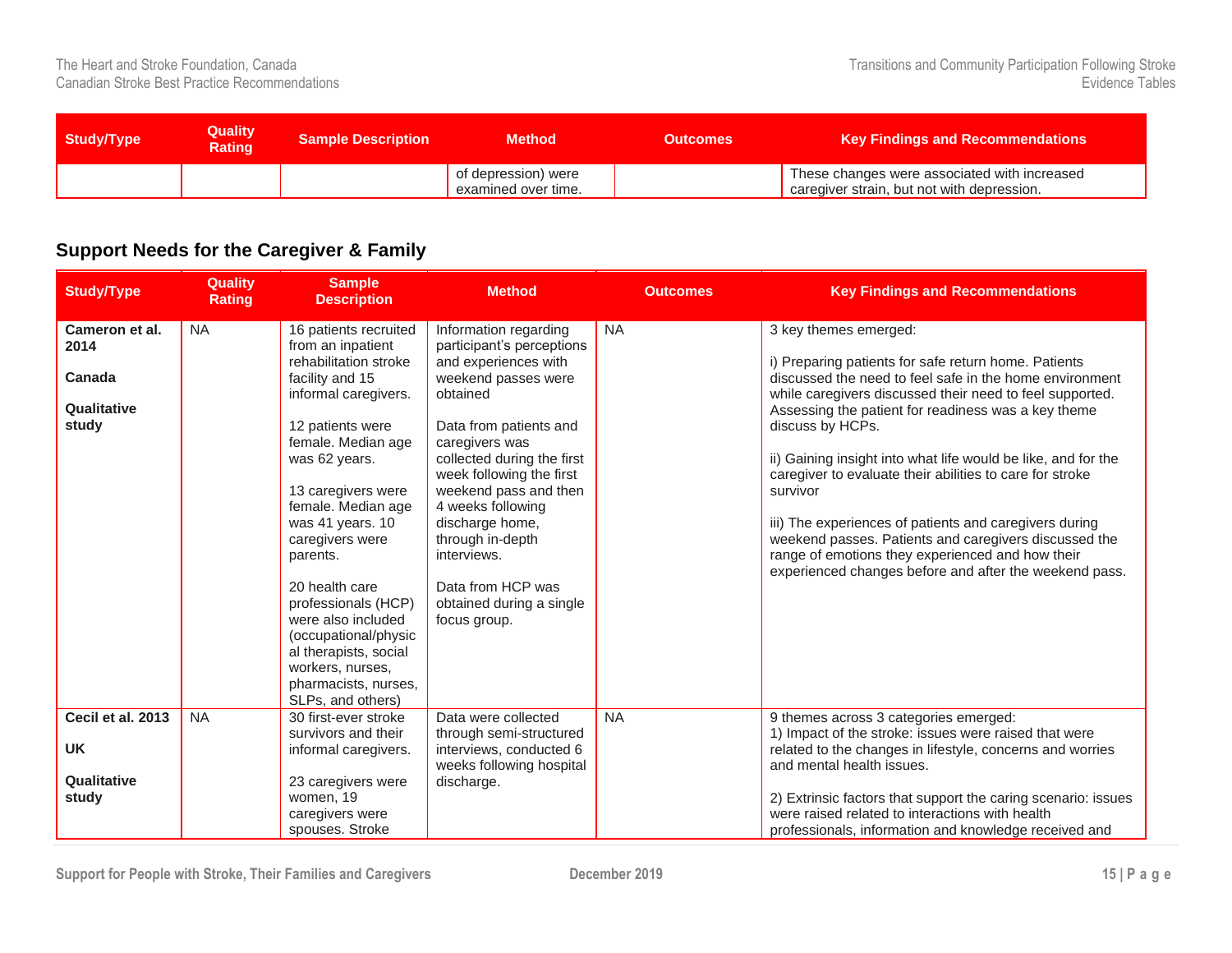| Study/Type | Quality Rating | Sample Description | Method | Outcomes | Key Findings and Recommendations |
|---|---|---|---|---|---|
| | | | of depression) were examined over time. | | These changes were associated with increased caregiver strain, but not with depression. |

## Support Needs for the Caregiver & Family

| Study/Type | Quality Rating | Sample Description | Method | Outcomes | Key Findings and Recommendations |
|---|---|---|---|---|---|
| **Cameron et al. 2014**<br><br>**Canada**<br><br>**Qualitative study** | NA | 16 patients recruited from an inpatient rehabilitation stroke facility and 15 informal caregivers.<br><br>12 patients were female. Median age was 62 years.<br><br>13 caregivers were female. Median age was 41 years. 10 caregivers were parents.<br><br>20 health care professionals (HCP) were also included (occupational/physical therapists, social workers, nurses, pharmacists, nurses, SLPs, and others) | Information regarding participant's perceptions and experiences with weekend passes were obtained<br><br>Data from patients and caregivers was collected during the first week following the first weekend pass and then 4 weeks following discharge home, through in-depth interviews.<br><br>Data from HCP was obtained during a single focus group. | NA | 3 key themes emerged:<br><br>i) Preparing patients for safe return home. Patients discussed the need to feel safe in the home environment while caregivers discussed their need to feel supported. Assessing the patient for readiness was a key theme discuss by HCPs.<br><br>ii) Gaining insight into what life would be like, and for the caregiver to evaluate their abilities to care for stroke survivor<br><br>iii) The experiences of patients and caregivers during weekend passes. Patients and caregivers discussed the range of emotions they experienced and how their experienced changes before and after the weekend pass. |
| **Cecil et al. 2013**<br><br>**UK**<br><br>**Qualitative study** | NA | 30 first-ever stroke survivors and their informal caregivers.<br><br>23 caregivers were women, 19 caregivers were spouses. Stroke | Data were collected through semi-structured interviews, conducted 6 weeks following hospital discharge. | NA | 9 themes across 3 categories emerged:<br>1) Impact of the stroke: issues were raised that were related to the changes in lifestyle, concerns and worries and mental health issues.<br><br>2) Extrinsic factors that support the caring scenario: issues were raised related to interactions with health professionals, information and knowledge received and |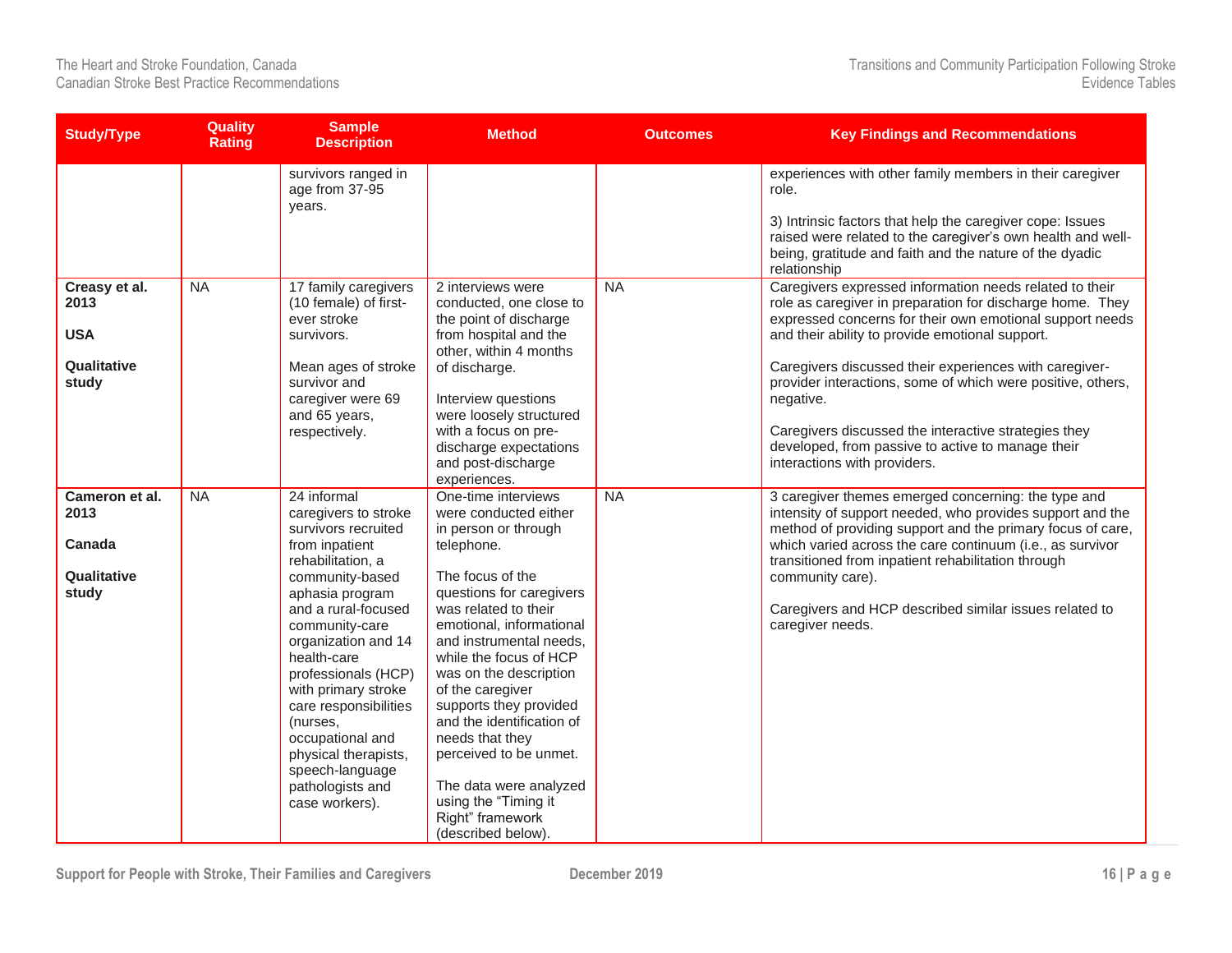| Study/Type | Quality Rating | Sample Description | Method | Outcomes | Key Findings and Recommendations |
|---|---|---|---|---|---|
| | | survivors ranged in age from 37-95 years. | | | experiences with other family members in their caregiver role.<br><br>3) Intrinsic factors that help the caregiver cope: Issues raised were related to the caregiver's own health and well-being, gratitude and faith and the nature of the dyadic relationship |
| **Creasy et al. 2013**<br><br>**USA**<br><br>**Qualitative study** | NA | 17 family caregivers (10 female) of first-ever stroke survivors.<br><br>Mean ages of stroke survivor and caregiver were 69 and 65 years, respectively. | 2 interviews were conducted, one close to the point of discharge from hospital and the other, within 4 months of discharge.<br><br>Interview questions were loosely structured with a focus on pre-discharge expectations and post-discharge experiences. | NA | Caregivers expressed information needs related to their role as caregiver in preparation for discharge home. They expressed concerns for their own emotional support needs and their ability to provide emotional support.<br><br>Caregivers discussed their experiences with caregiver-provider interactions, some of which were positive, others, negative.<br><br>Caregivers discussed the interactive strategies they developed, from passive to active to manage their interactions with providers. |
| **Cameron et al. 2013**<br><br>**Canada**<br><br>**Qualitative study** | NA | 24 informal caregivers to stroke survivors recruited from inpatient rehabilitation, a community-based aphasia program and a rural-focused community-care organization and 14 health-care professionals (HCP) with primary stroke care responsibilities (nurses, occupational and physical therapists, speech-language pathologists and case workers). | One-time interviews were conducted either in person or through telephone.<br><br>The focus of the questions for caregivers was related to their emotional, informational and instrumental needs, while the focus of HCP was on the description of the caregiver supports they provided and the identification of needs that they perceived to be unmet.<br><br>The data were analyzed using the "Timing it Right" framework (described below). | NA | 3 caregiver themes emerged concerning: the type and intensity of support needed, who provides support and the method of providing support and the primary focus of care, which varied across the care continuum (i.e., as survivor transitioned from inpatient rehabilitation through community care).<br><br>Caregivers and HCP described similar issues related to caregiver needs. |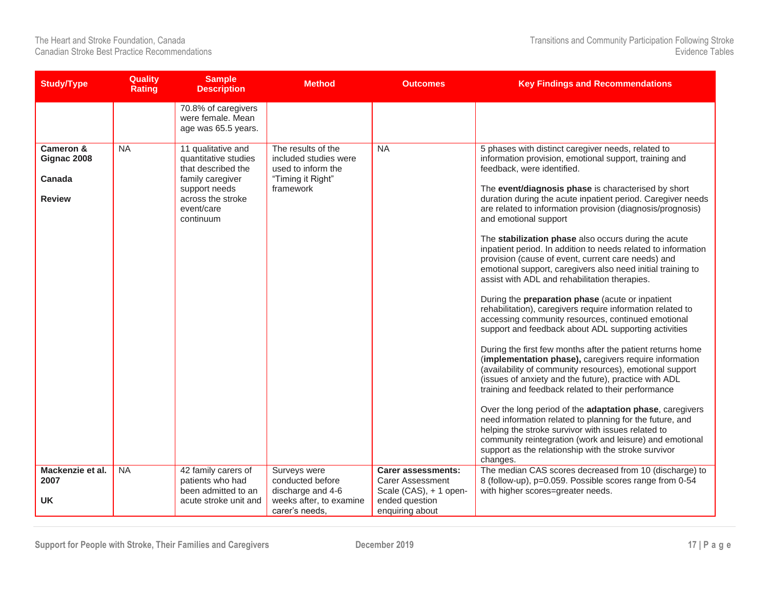| Study/Type | Quality Rating | Sample Description | Method | Outcomes | Key Findings and Recommendations |
|---|---|---|---|---|---|
| | | 70.8% of caregivers were female. Mean age was 65.5 years. | | | |
| **Cameron & Gignac 2008**<br><br>**Canada**<br><br>**Review** | NA | 11 qualitative and quantitative studies that described the family caregiver support needs across the stroke event/care continuum | The results of the included studies were used to inform the "Timing it Right" framework | NA | 5 phases with distinct caregiver needs, related to information provision, emotional support, training and feedback, were identified.<br><br>The **event/diagnosis phase** is characterised by short duration during the acute inpatient period. Caregiver needs are related to information provision (diagnosis/prognosis) and emotional support<br><br>The **stabilization phase** also occurs during the acute inpatient period. In addition to needs related to information provision (cause of event, current care needs) and emotional support, caregivers also need initial training to assist with ADL and rehabilitation therapies.<br><br>During the **preparation phase** (acute or inpatient rehabilitation), caregivers require information related to accessing community resources, continued emotional support and feedback about ADL supporting activities<br><br>During the first few months after the patient returns home (**implementation phase),** caregivers require information (availability of community resources), emotional support (issues of anxiety and the future), practice with ADL training and feedback related to their performance<br><br>Over the long period of the **adaptation phase**, caregivers need information related to planning for the future, and helping the stroke survivor with issues related to community reintegration (work and leisure) and emotional support as the relationship with the stroke survivor changes. |
| **Mackenzie et al. 2007**<br><br>**UK** | NA | 42 family carers of patients who had been admitted to an acute stroke unit and | Surveys were conducted before discharge and 4-6 weeks after, to examine carer's needs, | **Carer assessments:** Carer Assessment Scale (CAS), + 1 open-ended question enquiring about | The median CAS scores decreased from 10 (discharge) to 8 (follow-up), p=0.059. Possible scores range from 0-54 with higher scores=greater needs. |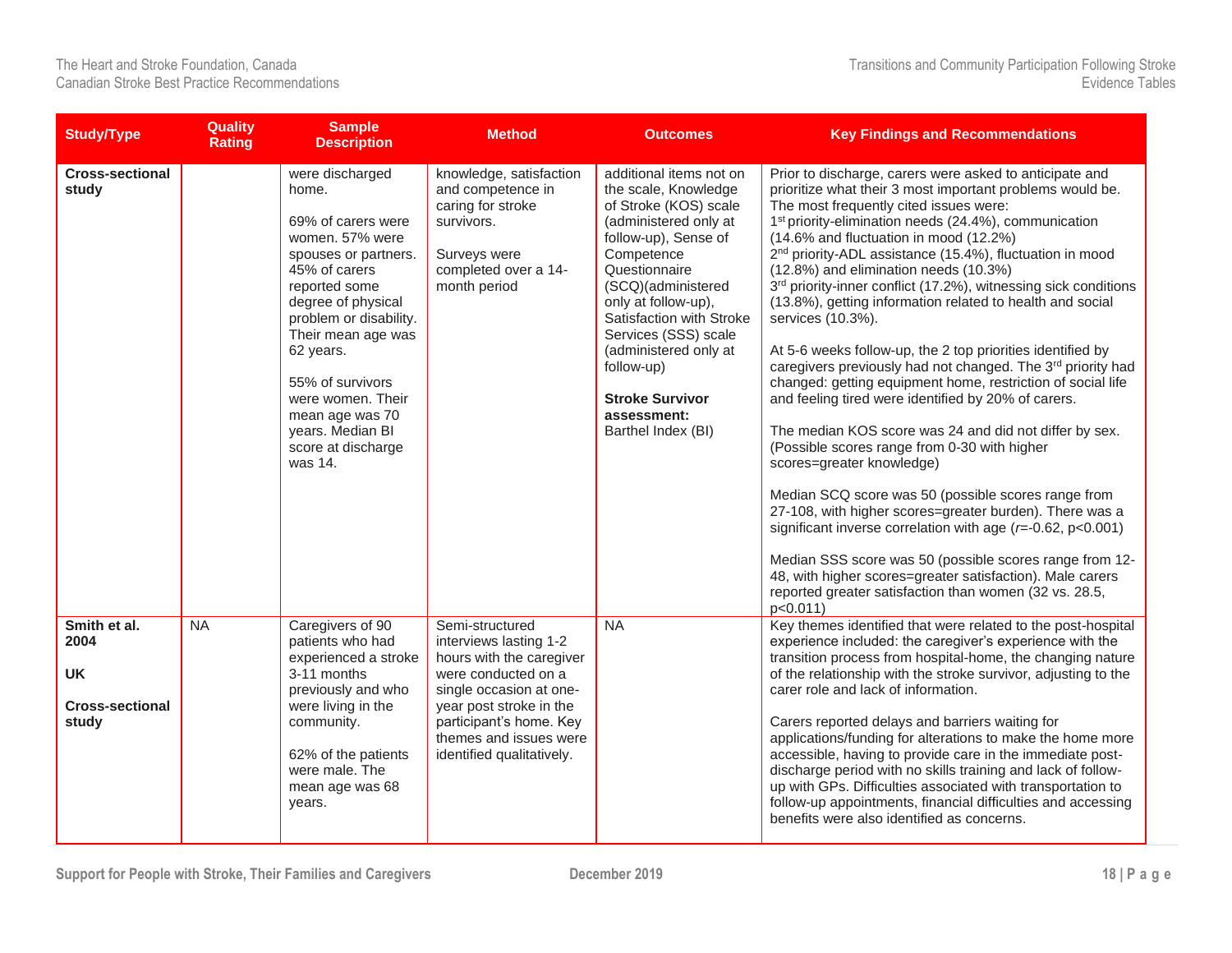| Study/Type | Quality Rating | Sample Description | Method | Outcomes | Key Findings and Recommendations |
|---|---|---|---|---|---|
| **Cross-sectional study** | | were discharged home.<br><br>69% of carers were women. 57% were spouses or partners. 45% of carers reported some degree of physical problem or disability. Their mean age was 62 years.<br><br>55% of survivors were women. Their mean age was 70 years. Median BI score at discharge was 14. | knowledge, satisfaction and competence in caring for stroke survivors.<br><br>Surveys were completed over a 14-month period | additional items not on the scale, Knowledge of Stroke (KOS) scale (administered only at follow-up), Sense of Competence Questionnaire (SCQ)(administered only at follow-up), Satisfaction with Stroke Services (SSS) scale (administered only at follow-up)<br><br>**Stroke Survivor assessment:**<br>Barthel Index (BI) | Prior to discharge, carers were asked to anticipate and prioritize what their 3 most important problems would be. The most frequently cited issues were:<br>1st priority-elimination needs (24.4%), communication (14.6% and fluctuation in mood (12.2%)<br>2nd priority-ADL assistance (15.4%), fluctuation in mood (12.8%) and elimination needs (10.3%)<br>3rd priority-inner conflict (17.2%), witnessing sick conditions (13.8%), getting information related to health and social services (10.3%).<br><br>At 5-6 weeks follow-up, the 2 top priorities identified by caregivers previously had not changed. The 3rd priority had changed: getting equipment home, restriction of social life and feeling tired were identified by 20% of carers.<br><br>The median KOS score was 24 and did not differ by sex. (Possible scores range from 0-30 with higher scores=greater knowledge)<br><br>Median SCQ score was 50 (possible scores range from 27-108, with higher scores=greater burden). There was a significant inverse correlation with age ($r$=-0.62, p<0.001)<br><br>Median SSS score was 50 (possible scores range from 12-48, with higher scores=greater satisfaction). Male carers reported greater satisfaction than women (32 vs. 28.5, p<0.011) |
| **Smith et al. 2004**<br><br>**UK**<br><br>**Cross-sectional study** | NA | Caregivers of 90 patients who had experienced a stroke 3-11 months previously and who were living in the community.<br><br>62% of the patients were male. The mean age was 68 years. | Semi-structured interviews lasting 1-2 hours with the caregiver were conducted on a single occasion at one-year post stroke in the participant's home. Key themes and issues were identified qualitatively. | NA | Key themes identified that were related to the post-hospital experience included: the caregiver's experience with the transition process from hospital-home, the changing nature of the relationship with the stroke survivor, adjusting to the carer role and lack of information.<br><br>Carers reported delays and barriers waiting for applications/funding for alterations to make the home more accessible, having to provide care in the immediate post-discharge period with no skills training and lack of follow-up with GPs. Difficulties associated with transportation to follow-up appointments, financial difficulties and accessing benefits were also identified as concerns. |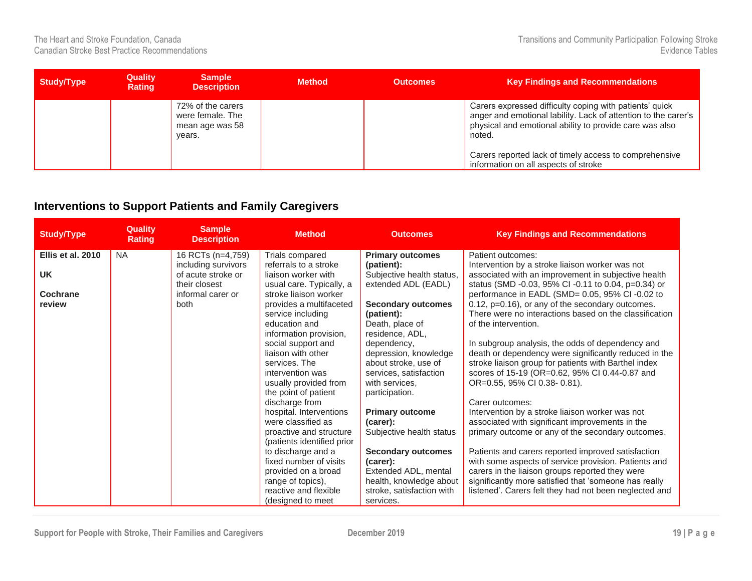| Study/Type | Quality Rating | Sample Description | Method | Outcomes | Key Findings and Recommendations |
|---|---|---|---|---|---|
| | | 72% of the carers were female. The mean age was 58 years. | | | Carers expressed difficulty coping with patients' quick anger and emotional lability. Lack of attention to the carer's physical and emotional ability to provide care was also noted.<br><br>Carers reported lack of timely access to comprehensive information on all aspects of stroke |

## Interventions to Support Patients and Family Caregivers

| Study/Type | Quality Rating | Sample Description | Method | Outcomes | Key Findings and Recommendations |
|---|---|---|---|---|---|
| **Ellis et al. 2010**<br><br>**UK**<br><br>**Cochrane review** | NA | 16 RCTs (n=4,759) including survivors of acute stroke or their closest informal carer or both | Trials compared referrals to a stroke liaison worker with usual care. Typically, a stroke liaison worker provides a multifaceted service including education and information provision, social support and liaison with other services. The intervention was usually provided from the point of patient discharge from hospital. Interventions were classified as proactive and structure (patients identified prior to discharge and a fixed number of visits provided on a broad range of topics), reactive and flexible (designed to meet | **Primary outcomes (patient):**<br>Subjective health status, extended ADL (EADL)<br><br>**Secondary outcomes (patient):**<br>Death, place of residence, ADL, dependency, depression, knowledge about stroke, use of services, satisfaction with services, participation.<br><br>**Primary outcome (carer):**<br>Subjective health status<br><br>**Secondary outcomes (carer):**<br>Extended ADL, mental health, knowledge about stroke, satisfaction with services. | Patient outcomes:<br>Intervention by a stroke liaison worker was not associated with an improvement in subjective health status (SMD -0.03, 95% CI -0.11 to 0.04, p=0.34) or performance in EADL (SMD= 0.05, 95% CI -0.02 to 0.12, p=0.16), or any of the secondary outcomes. There were no interactions based on the classification of the intervention.<br><br>In subgroup analysis, the odds of dependency and death or dependency were significantly reduced in the stroke liaison group for patients with Barthel index scores of 15-19 (OR=0.62, 95% CI 0.44-0.87 and OR=0.55, 95% CI 0.38- 0.81).<br><br>Carer outcomes:<br>Intervention by a stroke liaison worker was not associated with significant improvements in the primary outcome or any of the secondary outcomes.<br><br>Patients and carers reported improved satisfaction with some aspects of service provision. Patients and carers in the liaison groups reported they were significantly more satisfied that 'someone has really listened'. Carers felt they had not been neglected and |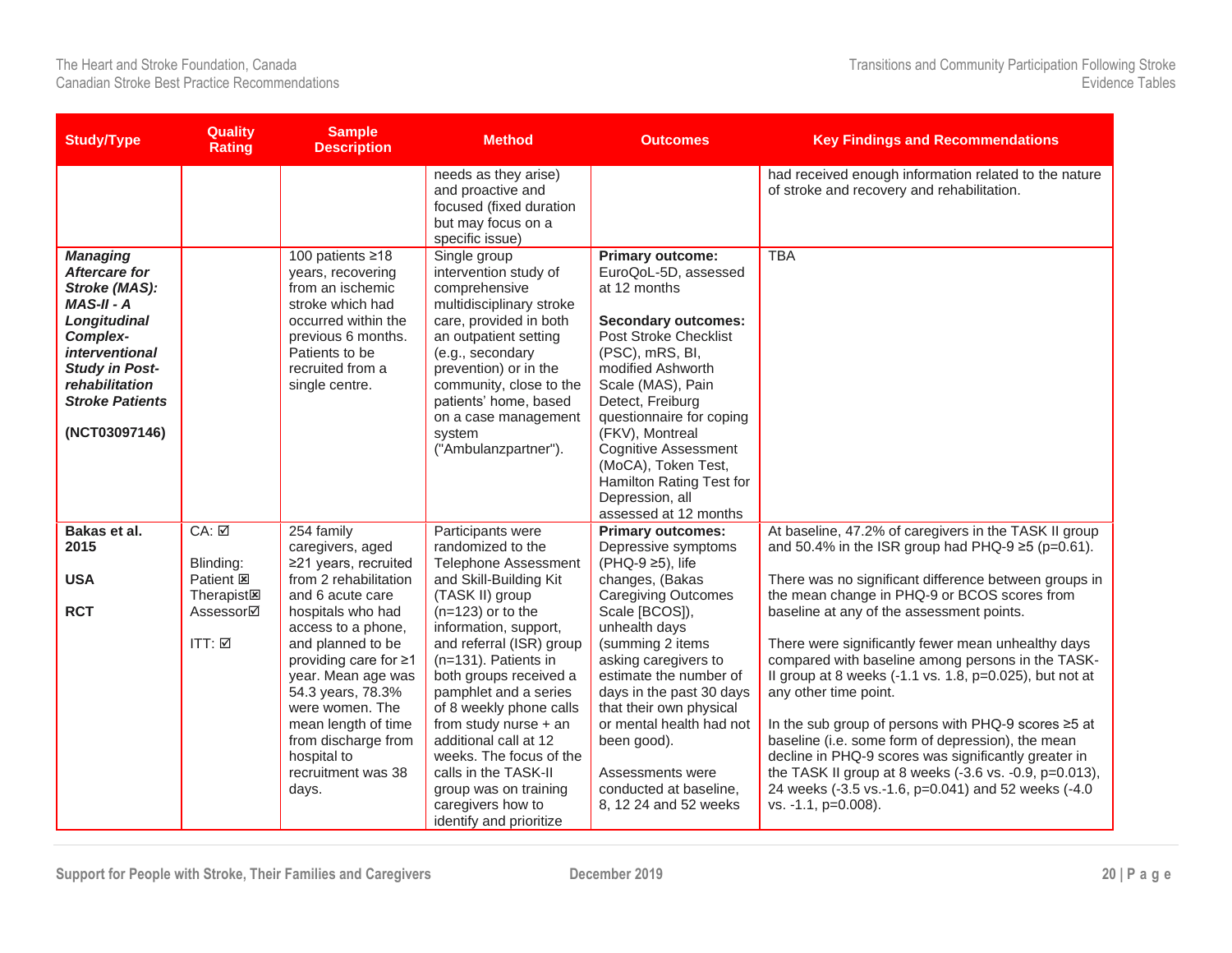| Study/Type | Quality Rating | Sample Description | Method | Outcomes | Key Findings and Recommendations |
|---|---|---|---|---|---|
| | | | needs as they arise) and proactive and focused (fixed duration but may focus on a specific issue) | | had received enough information related to the nature of stroke and recovery and rehabilitation. |
| ***Managing Aftercare for Stroke (MAS): MAS-II - A Longitudinal Complex-interventional Study in Post-rehabilitation Stroke Patients***<br><br>**(NCT03097146)** | | 100 patients ≥18 years, recovering from an ischemic stroke which had occurred within the previous 6 months. Patients to be recruited from a single centre. | Single group intervention study of comprehensive multidisciplinary stroke care, provided in both an outpatient setting (e.g., secondary prevention) or in the community, close to the patients' home, based on a case management system ("Ambulanzpartner"). | **Primary outcome:** EuroQoL-5D, assessed at 12 months<br><br>**Secondary outcomes:** Post Stroke Checklist (PSC), mRS, BI, modified Ashworth Scale (MAS), Pain Detect, Freiburg questionnaire for coping (FKV), Montreal Cognitive Assessment (MoCA), Token Test, Hamilton Rating Test for Depression, all assessed at 12 months | TBA |
| **Bakas et al. 2015**<br><br>**USA**<br><br>**RCT** | CA: ☑<br><br>Blinding:<br>Patient ☒<br>Therapist☒<br>Assessor☑<br><br>ITT: ☑ | 254 family caregivers, aged ≥21 years, recruited from 2 rehabilitation and 6 acute care hospitals who had access to a phone, and planned to be providing care for ≥1 year. Mean age was 54.3 years, 78.3% were women. The mean length of time from discharge from hospital to recruitment was 38 days. | Participants were randomized to the Telephone Assessment and Skill-Building Kit (TASK II) group (n=123) or to the information, support, and referral (ISR) group (n=131). Patients in both groups received a pamphlet and a series of 8 weekly phone calls from study nurse + an additional call at 12 weeks. The focus of the calls in the TASK-II group was on training caregivers how to identify and prioritize | **Primary outcomes:** Depressive symptoms (PHQ-9 ≥5), life changes, (Bakas Caregiving Outcomes Scale [BCOS]), unhealth days (summing 2 items asking caregivers to estimate the number of days in the past 30 days that their own physical or mental health had not been good).<br><br>Assessments were conducted at baseline, 8, 12 24 and 52 weeks | At baseline, 47.2% of caregivers in the TASK II group and 50.4% in the ISR group had PHQ-9 ≥5 (p=0.61).<br><br>There was no significant difference between groups in the mean change in PHQ-9 or BCOS scores from baseline at any of the assessment points.<br><br>There were significantly fewer mean unhealthy days compared with baseline among persons in the TASK-II group at 8 weeks (-1.1 vs. 1.8, p=0.025), but not at any other time point.<br><br>In the sub group of persons with PHQ-9 scores ≥5 at baseline (i.e. some form of depression), the mean decline in PHQ-9 scores was significantly greater in the TASK II group at 8 weeks (-3.6 vs. -0.9, p=0.013), 24 weeks (-3.5 vs.-1.6, p=0.041) and 52 weeks (-4.0 vs. -1.1, p=0.008). |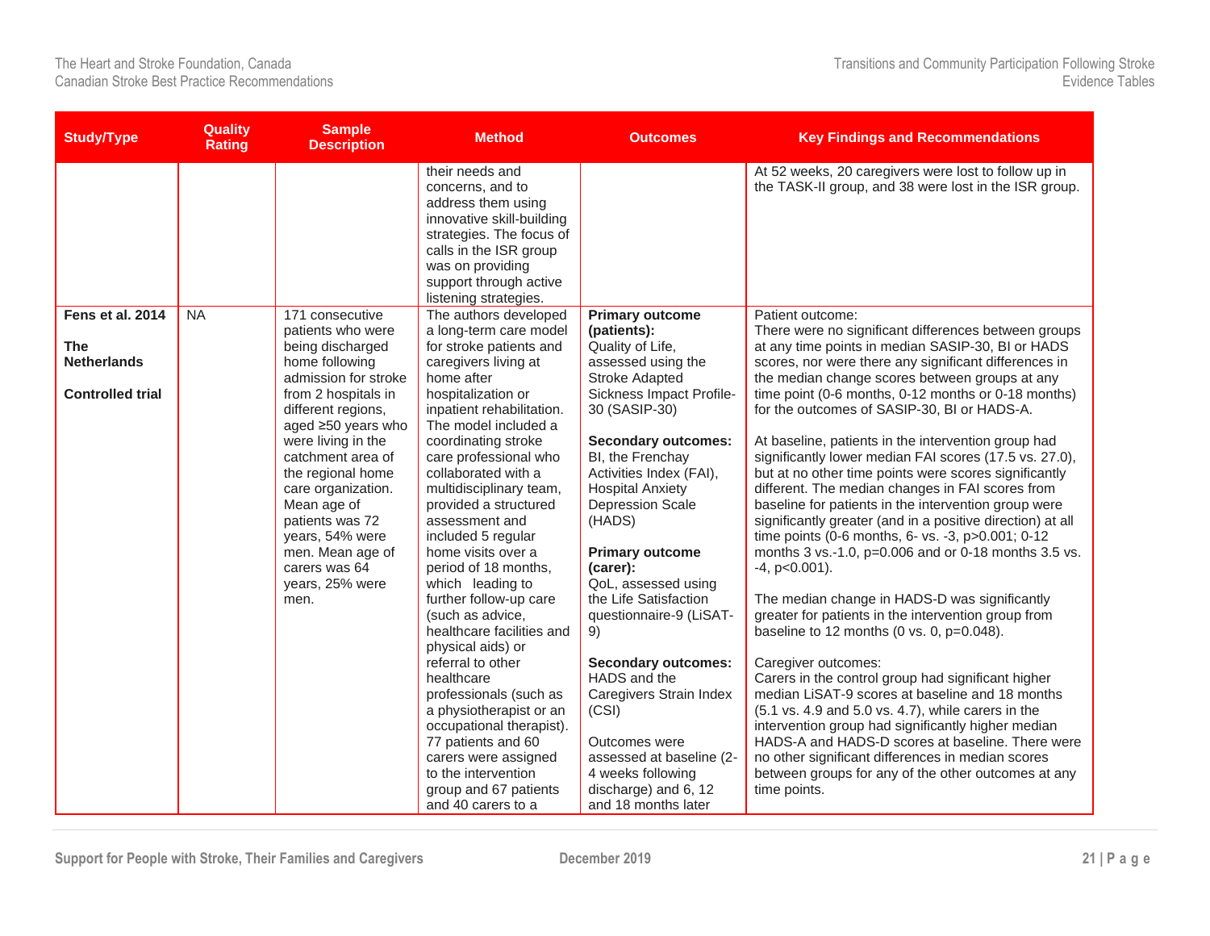| Study/Type | Quality Rating | Sample Description | Method | Outcomes | Key Findings and Recommendations |
|---|---|---|---|---|---|
| | | | their needs and concerns, and to address them using innovative skill-building strategies. The focus of calls in the ISR group was on providing support through active listening strategies. | | At 52 weeks, 20 caregivers were lost to follow up in the TASK-II group, and 38 were lost in the ISR group. |
| **Fens et al. 2014**<br><br>**The Netherlands**<br><br>**Controlled trial** | NA | 171 consecutive patients who were being discharged home following admission for stroke from 2 hospitals in different regions, aged ≥50 years who were living in the catchment area of the regional home care organization. Mean age of patients was 72 years, 54% were men. Mean age of carers was 64 years, 25% were men. | The authors developed a long-term care model for stroke patients and caregivers living at home after hospitalization or inpatient rehabilitation. The model included a coordinating stroke care professional who collaborated with a multidisciplinary team, provided a structured assessment and included 5 regular home visits over a period of 18 months, which leading to further follow-up care (such as advice, healthcare facilities and physical aids) or referral to other healthcare professionals (such as a physiotherapist or an occupational therapist). 77 patients and 60 carers were assigned to the intervention group and 67 patients and 40 carers to a | **Primary outcome (patients):**<br>Quality of Life, assessed using the Stroke Adapted Sickness Impact Profile-30 (SASIP-30)<br><br>**Secondary outcomes:**<br>BI, the Frenchay Activities Index (FAI), Hospital Anxiety Depression Scale (HADS)<br><br>**Primary outcome (carer):**<br>QoL, assessed using the Life Satisfaction questionnaire-9 (LiSAT-9)<br><br>**Secondary outcomes:**<br>HADS and the Caregivers Strain Index (CSI)<br><br>Outcomes were assessed at baseline (2-4 weeks following discharge) and 6, 12 and 18 months later | Patient outcome:<br>There were no significant differences between groups at any time points in median SASIP-30, BI or HADS scores, nor were there any significant differences in the median change scores between groups at any time point (0-6 months, 0-12 months or 0-18 months) for the outcomes of SASIP-30, BI or HADS-A.<br><br>At baseline, patients in the intervention group had significantly lower median FAI scores (17.5 vs. 27.0), but at no other time points were scores significantly different. The median changes in FAI scores from baseline for patients in the intervention group were significantly greater (and in a positive direction) at all time points (0-6 months, 6- vs. -3, p>0.001; 0-12 months 3 vs.-1.0, p=0.006 and or 0-18 months 3.5 vs. -4, p<0.001).<br><br>The median change in HADS-D was significantly greater for patients in the intervention group from baseline to 12 months (0 vs. 0, p=0.048).<br><br>Caregiver outcomes:<br>Carers in the control group had significant higher median LiSAT-9 scores at baseline and 18 months (5.1 vs. 4.9 and 5.0 vs. 4.7), while carers in the intervention group had significantly higher median HADS-A and HADS-D scores at baseline. There were no other significant differences in median scores between groups for any of the other outcomes at any time points. |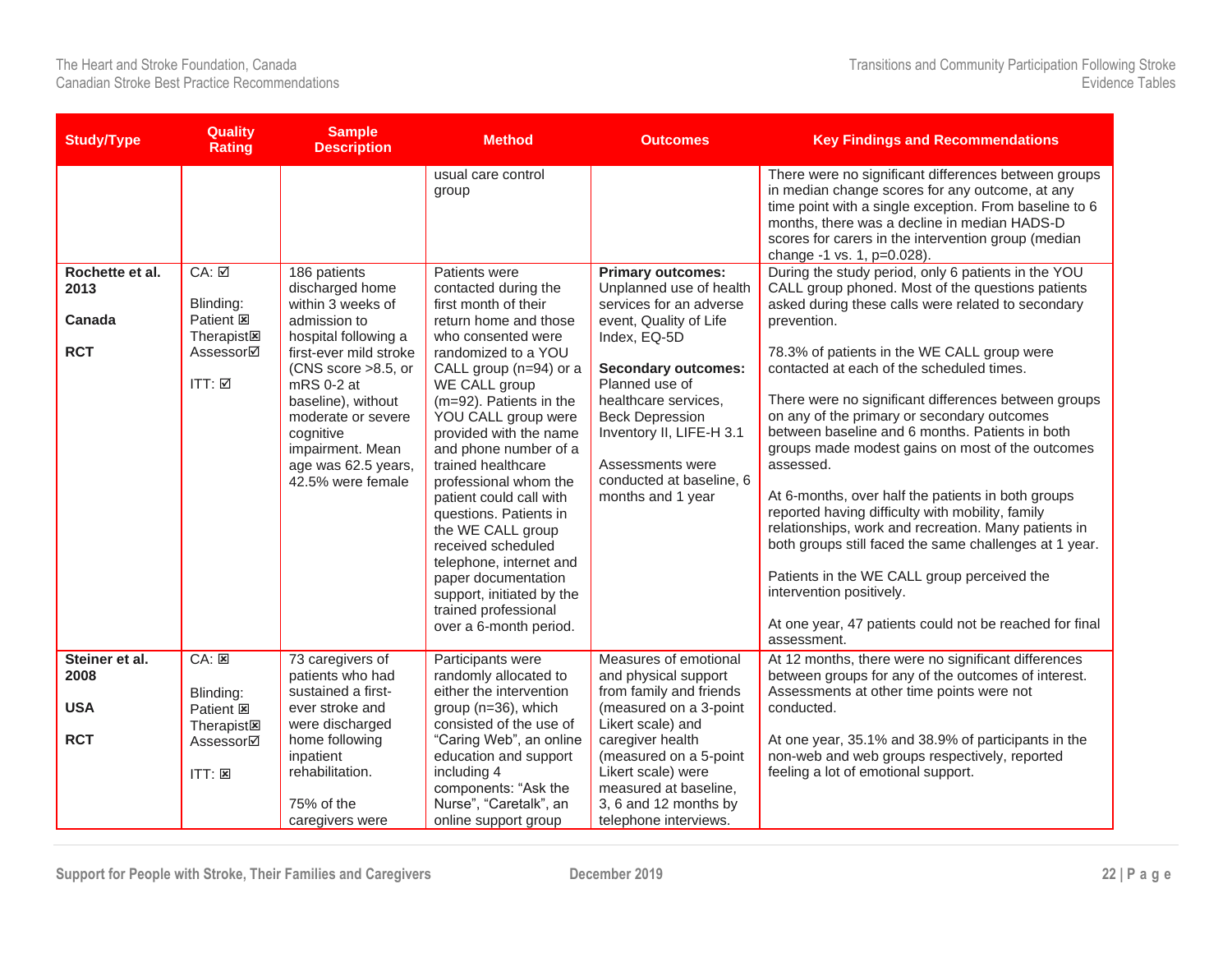| Study/Type | Quality Rating | Sample Description | Method | Outcomes | Key Findings and Recommendations |
|---|---|---|---|---|---|
| | | | usual care control group | | There were no significant differences between groups in median change scores for any outcome, at any time point with a single exception. From baseline to 6 months, there was a decline in median HADS-D scores for carers in the intervention group (median change -1 vs. 1, p=0.028). |
| **Rochette et al. 2013**<br><br>**Canada**<br><br>**RCT** | CA: ☑<br><br>Blinding:<br>Patient ☒<br>Therapist☒<br>Assessor☑<br><br>ITT: ☑ | 186 patients discharged home within 3 weeks of admission to hospital following a first-ever mild stroke (CNS score >8.5, or mRS 0-2 at baseline), without moderate or severe cognitive impairment. Mean age was 62.5 years, 42.5% were female | Patients were contacted during the first month of their return home and those who consented were randomized to a YOU CALL group (n=94) or a WE CALL group (m=92). Patients in the YOU CALL group were provided with the name and phone number of a trained healthcare professional whom the patient could call with questions. Patients in the WE CALL group received scheduled telephone, internet and paper documentation support, initiated by the trained professional over a 6-month period. | **Primary outcomes:** Unplanned use of health services for an adverse event, Quality of Life Index, EQ-5D<br><br>**Secondary outcomes:** Planned use of healthcare services, Beck Depression Inventory II, LIFE-H 3.1<br><br>Assessments were conducted at baseline, 6 months and 1 year | During the study period, only 6 patients in the YOU CALL group phoned. Most of the questions patients asked during these calls were related to secondary prevention.<br><br>78.3% of patients in the WE CALL group were contacted at each of the scheduled times.<br><br>There were no significant differences between groups on any of the primary or secondary outcomes between baseline and 6 months. Patients in both groups made modest gains on most of the outcomes assessed.<br><br>At 6-months, over half the patients in both groups reported having difficulty with mobility, family relationships, work and recreation. Many patients in both groups still faced the same challenges at 1 year.<br><br>Patients in the WE CALL group perceived the intervention positively.<br><br>At one year, 47 patients could not be reached for final assessment. |
| **Steiner et al. 2008**<br><br>**USA**<br><br>**RCT** | CA: ☒<br><br>Blinding:<br>Patient ☒<br>Therapist☒<br>Assessor☑<br><br>ITT: ☒ | 73 caregivers of patients who had sustained a first-ever stroke and were discharged home following inpatient rehabilitation.<br><br>75% of the caregivers were | Participants were randomly allocated to either the intervention group (n=36), which consisted of the use of "Caring Web", an online education and support including 4 components: "Ask the Nurse", "Caretalk", an online support group | Measures of emotional and physical support from family and friends (measured on a 3-point Likert scale) and caregiver health (measured on a 5-point Likert scale) were measured at baseline, 3, 6 and 12 months by telephone interviews. | At 12 months, there were no significant differences between groups for any of the outcomes of interest. Assessments at other time points were not conducted.<br><br>At one year, 35.1% and 38.9% of participants in the non-web and web groups respectively, reported feeling a lot of emotional support. |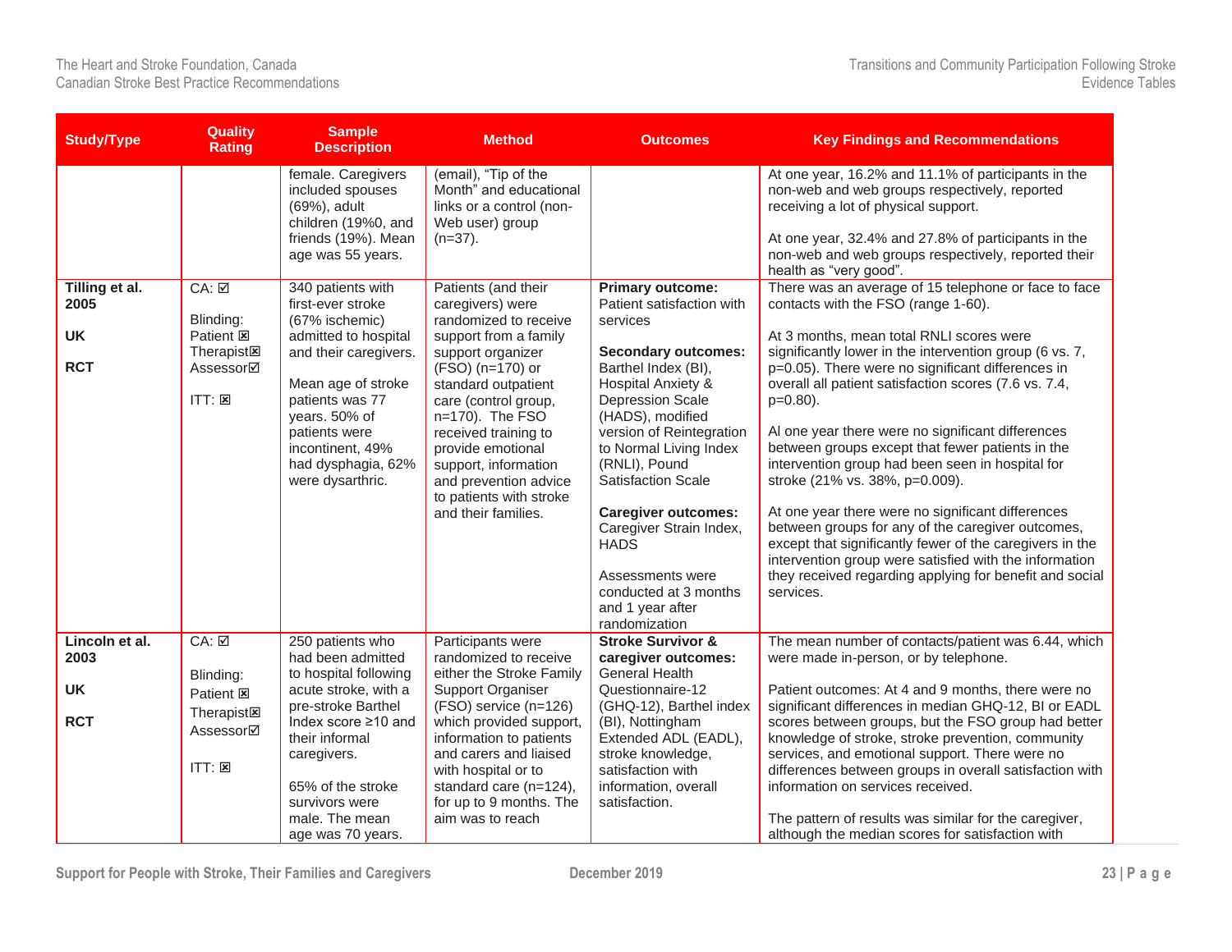| Study/Type | Quality Rating | Sample Description | Method | Outcomes | Key Findings and Recommendations |
|---|---|---|---|---|---|
| | | female. Caregivers included spouses (69%), adult children (19%0, and friends (19%). Mean age was 55 years. | (email), "Tip of the Month" and educational links or a control (non-Web user) group (n=37). | | At one year, 16.2% and 11.1% of participants in the non-web and web groups respectively, reported receiving a lot of physical support.<br><br>At one year, 32.4% and 27.8% of participants in the non-web and web groups respectively, reported their health as "very good". |
| **Tilling et al. 2005**<br><br>**UK**<br><br>**RCT** | CA: ☑<br><br>Blinding:<br>Patient ☒<br>Therapist☒<br>Assessor☑<br><br>ITT: ☒ | 340 patients with first-ever stroke (67% ischemic) admitted to hospital and their caregivers.<br><br>Mean age of stroke patients was 77 years. 50% of patients were incontinent, 49% had dysphagia, 62% were dysarthric. | Patients (and their caregivers) were randomized to receive support from a family support organizer (FSO) (n=170) or standard outpatient care (control group, n=170). The FSO received training to provide emotional support, information and prevention advice to patients with stroke and their families. | **Primary outcome:** Patient satisfaction with services<br><br>**Secondary outcomes:** Barthel Index (BI), Hospital Anxiety & Depression Scale (HADS), modified version of Reintegration to Normal Living Index (RNLI), Pound Satisfaction Scale<br><br>**Caregiver outcomes:** Caregiver Strain Index, HADS<br><br>Assessments were conducted at 3 months and 1 year after randomization | There was an average of 15 telephone or face to face contacts with the FSO (range 1-60).<br><br>At 3 months, mean total RNLI scores were significantly lower in the intervention group (6 vs. 7, p=0.05). There were no significant differences in overall all patient satisfaction scores (7.6 vs. 7.4, p=0.80).<br><br>Al one year there were no significant differences between groups except that fewer patients in the intervention group had been seen in hospital for stroke (21% vs. 38%, p=0.009).<br><br>At one year there were no significant differences between groups for any of the caregiver outcomes, except that significantly fewer of the caregivers in the intervention group were satisfied with the information they received regarding applying for benefit and social services. |
| **Lincoln et al. 2003**<br><br>**UK**<br><br>**RCT** | CA: ☑<br><br>Blinding:<br>Patient ☒<br>Therapist☒<br>Assessor☑<br><br>ITT: ☒ | 250 patients who had been admitted to hospital following acute stroke, with a pre-stroke Barthel Index score ≥10 and their informal caregivers.<br><br>65% of the stroke survivors were male. The mean age was 70 years. | Participants were randomized to receive either the Stroke Family Support Organiser (FSO) service (n=126) which provided support, information to patients and carers and liaised with hospital or to standard care (n=124), for up to 9 months. The aim was to reach | **Stroke Survivor & caregiver outcomes:** General Health Questionnaire-12 (GHQ-12), Barthel index (BI), Nottingham Extended ADL (EADL), stroke knowledge, satisfaction with information, overall satisfaction. | The mean number of contacts/patient was 6.44, which were made in-person, or by telephone.<br><br>Patient outcomes: At 4 and 9 months, there were no significant differences in median GHQ-12, BI or EADL scores between groups, but the FSO group had better knowledge of stroke, stroke prevention, community services, and emotional support. There were no differences between groups in overall satisfaction with information on services received.<br><br>The pattern of results was similar for the caregiver, although the median scores for satisfaction with |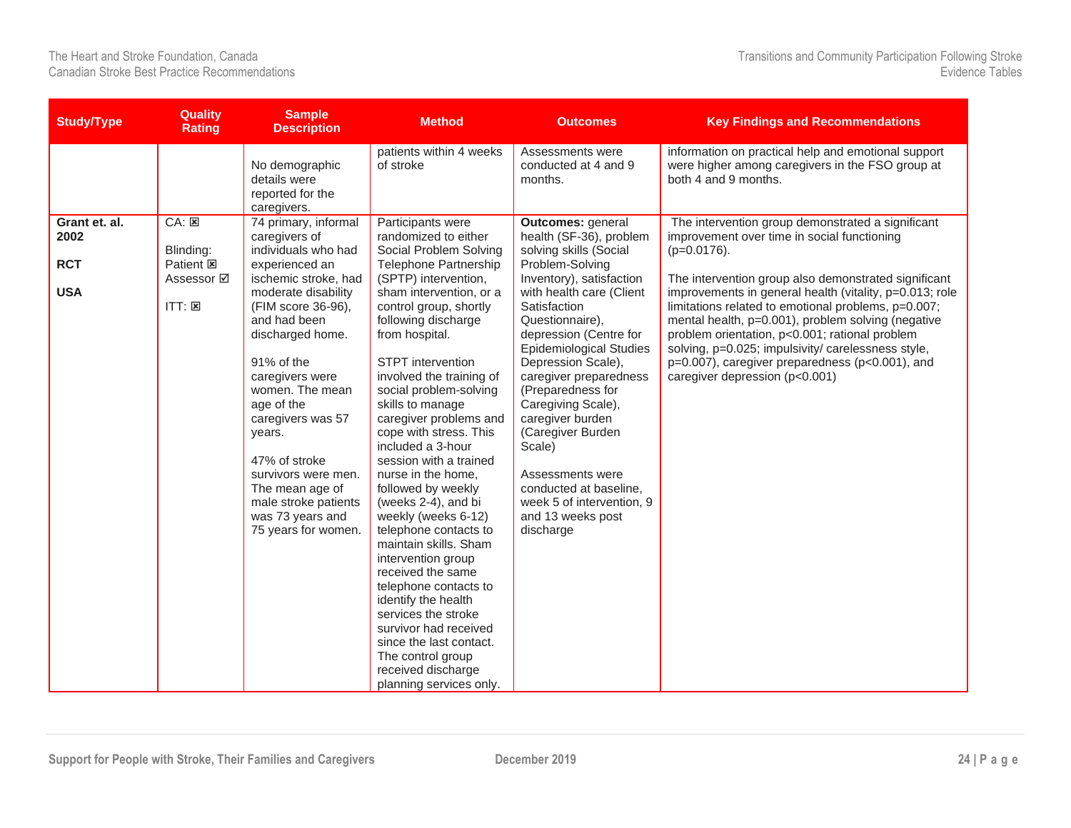| Study/Type | Quality Rating | Sample Description | Method | Outcomes | Key Findings and Recommendations |
|---|---|---|---|---|---|
| | | No demographic details were reported for the caregivers. | patients within 4 weeks of stroke | Assessments were conducted at 4 and 9 months. | information on practical help and emotional support were higher among caregivers in the FSO group at both 4 and 9 months. |
| **Grant et. al. 2002**<br><br>**RCT**<br><br>**USA** | CA: ☒<br><br>Blinding:<br>Patient ☒<br>Assessor ☑<br><br>ITT: ☒ | 74 primary, informal caregivers of individuals who had experienced an ischemic stroke, had moderate disability (FIM score 36-96), and had been discharged home.<br><br>91% of the caregivers were women. The mean age of the caregivers was 57 years.<br><br>47% of stroke survivors were men. The mean age of male stroke patients was 73 years and 75 years for women. | Participants were randomized to either Social Problem Solving Telephone Partnership (SPTP) intervention, sham intervention, or a control group, shortly following discharge from hospital.<br><br>STPT intervention involved the training of social problem-solving skills to manage caregiver problems and cope with stress. This included a 3-hour session with a trained nurse in the home, followed by weekly (weeks 2-4), and bi weekly (weeks 6-12) telephone contacts to maintain skills. Sham intervention group received the same telephone contacts to identify the health services the stroke survivor had received since the last contact. The control group received discharge planning services only. | **Outcomes:** general health (SF-36), problem solving skills (Social Problem-Solving Inventory), satisfaction with health care (Client Satisfaction Questionnaire), depression (Centre for Epidemiological Studies Depression Scale), caregiver preparedness (Preparedness for Caregiving Scale), caregiver burden (Caregiver Burden Scale)<br><br>Assessments were conducted at baseline, week 5 of intervention, 9 and 13 weeks post discharge | The intervention group demonstrated a significant improvement over time in social functioning ($p=0.0176$).<br><br>The intervention group also demonstrated significant improvements in general health (vitality, $p=0.013$; role limitations related to emotional problems, $p=0.007$; mental health, $p=0.001$), problem solving (negative problem orientation, $p<0.001$; rational problem solving, $p=0.025$; impulsivity/ carelessness style, $p=0.007$), caregiver preparedness ($p<0.001$), and caregiver depression ($p<0.001$) |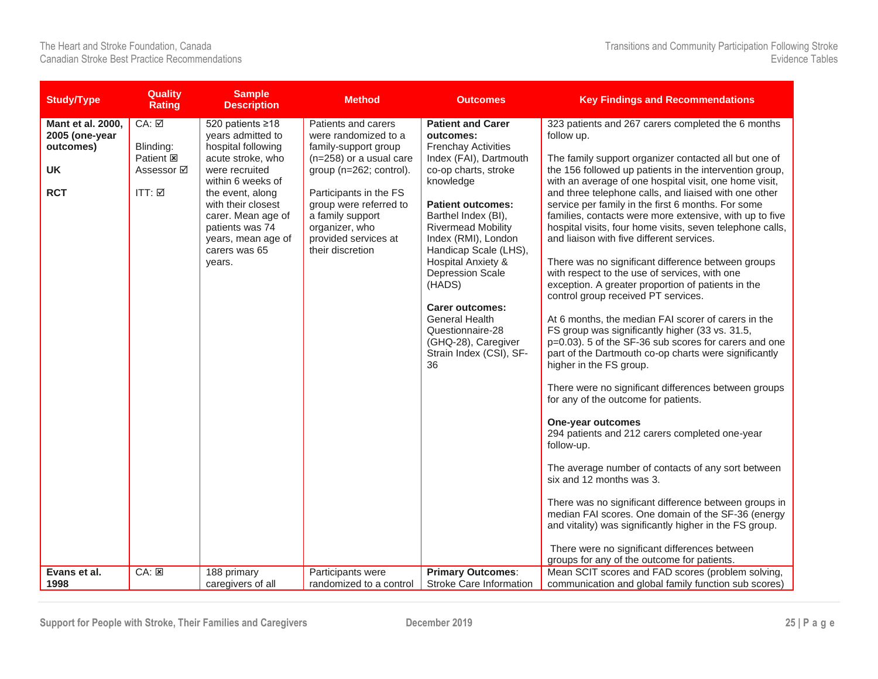| Study/Type | Quality Rating | Sample Description | Method | Outcomes | Key Findings and Recommendations |
|---|---|---|---|---|---|
| **Mant et al. 2000, 2005 (one-year outcomes)**<br><br>**UK**<br><br>**RCT** | CA: ☑<br><br>Blinding:<br>Patient ☒<br>Assessor ☑<br><br>ITT: ☑ | 520 patients ≥18 years admitted to hospital following acute stroke, who were recruited within 6 weeks of the event, along with their closest carer. Mean age of patients was 74 years, mean age of carers was 65 years. | Patients and carers were randomized to a family-support group (n=258) or a usual care group (n=262; control).<br><br>Participants in the FS group were referred to a family support organizer, who provided services at their discretion | **Patient and Carer outcomes:**<br>Frenchay Activities Index (FAI), Dartmouth co-op charts, stroke knowledge<br><br>**Patient outcomes:**<br>Barthel Index (BI), Rivermead Mobility Index (RMI), London Handicap Scale (LHS), Hospital Anxiety & Depression Scale (HADS)<br><br>**Carer outcomes:**<br>General Health Questionnaire-28 (GHQ-28), Caregiver Strain Index (CSI), SF-36 | 323 patients and 267 carers completed the 6 months follow up.<br><br>The family support organizer contacted all but one of the 156 followed up patients in the intervention group, with an average of one hospital visit, one home visit, and three telephone calls, and liaised with one other service per family in the first 6 months. For some families, contacts were more extensive, with up to five hospital visits, four home visits, seven telephone calls, and liaison with five different services.<br><br>There was no significant difference between groups with respect to the use of services, with one exception. A greater proportion of patients in the control group received PT services.<br><br>At 6 months, the median FAI scorer of carers in the FS group was significantly higher (33 vs. 31.5, p=0.03). 5 of the SF-36 sub scores for carers and one part of the Dartmouth co-op charts were significantly higher in the FS group.<br><br>There were no significant differences between groups for any of the outcome for patients.<br><br>**One-year outcomes**<br>294 patients and 212 carers completed one-year follow-up.<br><br>The average number of contacts of any sort between six and 12 months was 3.<br><br>There was no significant difference between groups in median FAI scores. One domain of the SF-36 (energy and vitality) was significantly higher in the FS group.<br><br>There were no significant differences between groups for any of the outcome for patients. |
| **Evans et al. 1998** | CA: ☒ | 188 primary caregivers of all | Participants were randomized to a control | **Primary Outcomes**: Stroke Care Information | Mean SCIT scores and FAD scores (problem solving, communication and global family function sub scores) |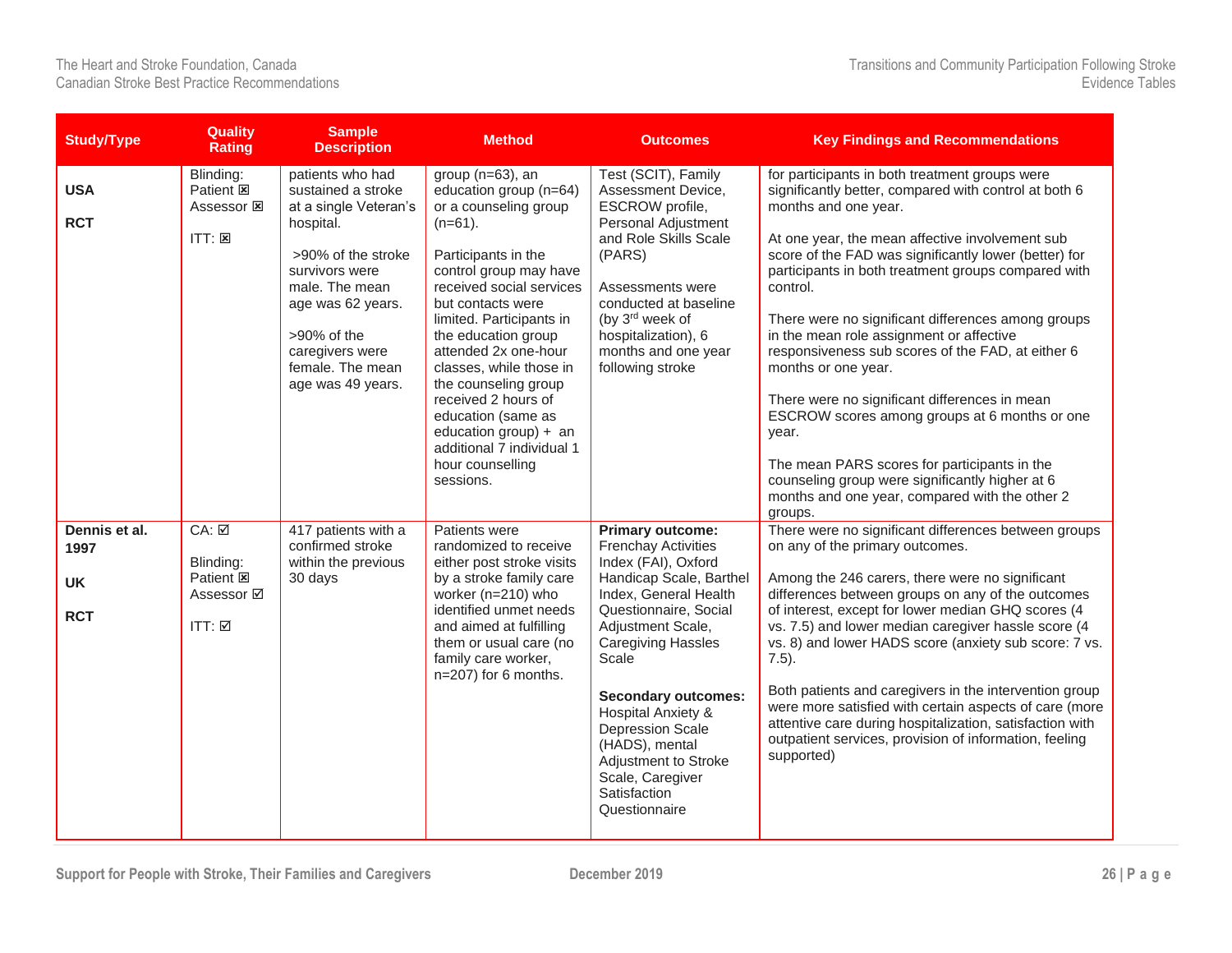| Study/Type | Quality Rating | Sample Description | Method | Outcomes | Key Findings and Recommendations |
|---|---|---|---|---|---|
| **USA**<br><br>**RCT** | Blinding:<br>Patient ☒<br>Assessor ☒<br><br>ITT: ☒ | patients who had sustained a stroke at a single Veteran's hospital.<br><br>>90% of the stroke survivors were male. The mean age was 62 years.<br><br>>90% of the caregivers were female. The mean age was 49 years. | group (n=63), an education group (n=64) or a counseling group (n=61).<br><br>Participants in the control group may have received social services but contacts were limited. Participants in the education group attended 2x one-hour classes, while those in the counseling group received 2 hours of education (same as education group) + an additional 7 individual 1 hour counselling sessions. | Test (SCIT), Family Assessment Device, ESCROW profile, Personal Adjustment and Role Skills Scale (PARS)<br><br>Assessments were conducted at baseline (by 3rd week of hospitalization), 6 months and one year following stroke | for participants in both treatment groups were significantly better, compared with control at both 6 months and one year.<br><br>At one year, the mean affective involvement sub score of the FAD was significantly lower (better) for participants in both treatment groups compared with control.<br><br>There were no significant differences among groups in the mean role assignment or affective responsiveness sub scores of the FAD, at either 6 months or one year.<br><br>There were no significant differences in mean ESCROW scores among groups at 6 months or one year.<br><br>The mean PARS scores for participants in the counseling group were significantly higher at 6 months and one year, compared with the other 2 groups. |
| **Dennis et al. 1997**<br><br>**UK**<br><br>**RCT** | CA: ☑<br><br>Blinding:<br>Patient ☒<br>Assessor ☑<br><br>ITT: ☑ | 417 patients with a confirmed stroke within the previous 30 days | Patients were randomized to receive either post stroke visits by a stroke family care worker (n=210) who identified unmet needs and aimed at fulfilling them or usual care (no family care worker, n=207) for 6 months. | **Primary outcome:** Frenchay Activities Index (FAI), Oxford Handicap Scale, Barthel Index, General Health Questionnaire, Social Adjustment Scale, Caregiving Hassles Scale<br><br>**Secondary outcomes:** Hospital Anxiety & Depression Scale (HADS), mental Adjustment to Stroke Scale, Caregiver Satisfaction Questionnaire | There were no significant differences between groups on any of the primary outcomes.<br><br>Among the 246 carers, there were no significant differences between groups on any of the outcomes of interest, except for lower median GHQ scores (4 vs. 7.5) and lower median caregiver hassle score (4 vs. 8) and lower HADS score (anxiety sub score: 7 vs. 7.5).<br><br>Both patients and caregivers in the intervention group were more satisfied with certain aspects of care (more attentive care during hospitalization, satisfaction with outpatient services, provision of information, feeling supported) |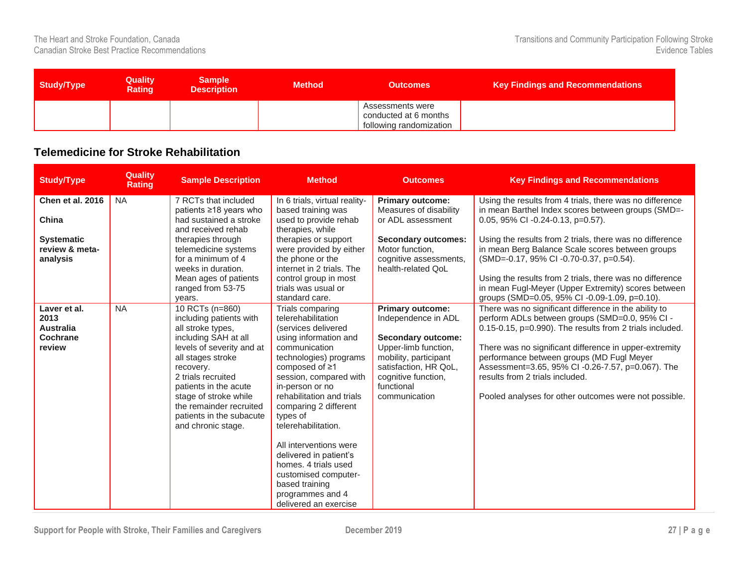| Study/Type | Quality Rating | Sample Description | Method | Outcomes | Key Findings and Recommendations |
|---|---|---|---|---|---|
| | | | | Assessments were conducted at 6 months following randomization | |

## Telemedicine for Stroke Rehabilitation

| Study/Type | Quality Rating | Sample Description | Method | Outcomes | Key Findings and Recommendations |
|---|---|---|---|---|---|
| **Chen et al. 2016**<br><br>**China**<br><br>**Systematic review & meta-analysis** | NA | 7 RCTs that included patients ≥18 years who had sustained a stroke and received rehab therapies through telemedicine systems for a minimum of 4 weeks in duration. Mean ages of patients ranged from 53-75 years. | In 6 trials, virtual reality-based training was used to provide rehab therapies, while therapies or support were provided by either the phone or the internet in 2 trials. The control group in most trials was usual or standard care. | **Primary outcome:** Measures of disability or ADL assessment<br><br>**Secondary outcomes:** Motor function, cognitive assessments, health-related QoL | Using the results from 4 trials, there was no difference in mean Barthel Index scores between groups (SMD=-0.05, 95% CI -0.24-0.13, p=0.57).<br><br>Using the results from 2 trials, there was no difference in mean Berg Balance Scale scores between groups (SMD=-0.17, 95% CI -0.70-0.37, p=0.54).<br><br>Using the results from 2 trials, there was no difference in mean Fugl-Meyer (Upper Extremity) scores between groups (SMD=0.05, 95% CI -0.09-1.09, p=0.10). |
| **Laver et al. 2013**<br>**Australia**<br>**Cochrane review** | NA | 10 RCTs (n=860) including patients with all stroke types, including SAH at all levels of severity and at all stages stroke recovery.<br>2 trials recruited patients in the acute stage of stroke while the remainder recruited patients in the subacute and chronic stage. | Trials comparing telerehabilitation (services delivered using information and communication technologies) programs composed of ≥1 session, compared with in-person or no rehabilitation and trials comparing 2 different types of telerehabilitation.<br><br>All interventions were delivered in patient's homes. 4 trials used customised computer-based training programmes and 4 delivered an exercise | **Primary outcome:** Independence in ADL<br><br>**Secondary outcome:** Upper-limb function, mobility, participant satisfaction, HR QoL, cognitive function, functional communication | There was no significant difference in the ability to perform ADLs between groups (SMD=0.0, 95% CI -0.15-0.15, p=0.990). The results from 2 trials included.<br><br>There was no significant difference in upper-extremity performance between groups (MD Fugl Meyer Assessment=3.65, 95% CI -0.26-7.57, p=0.067). The results from 2 trials included.<br><br>Pooled analyses for other outcomes were not possible. |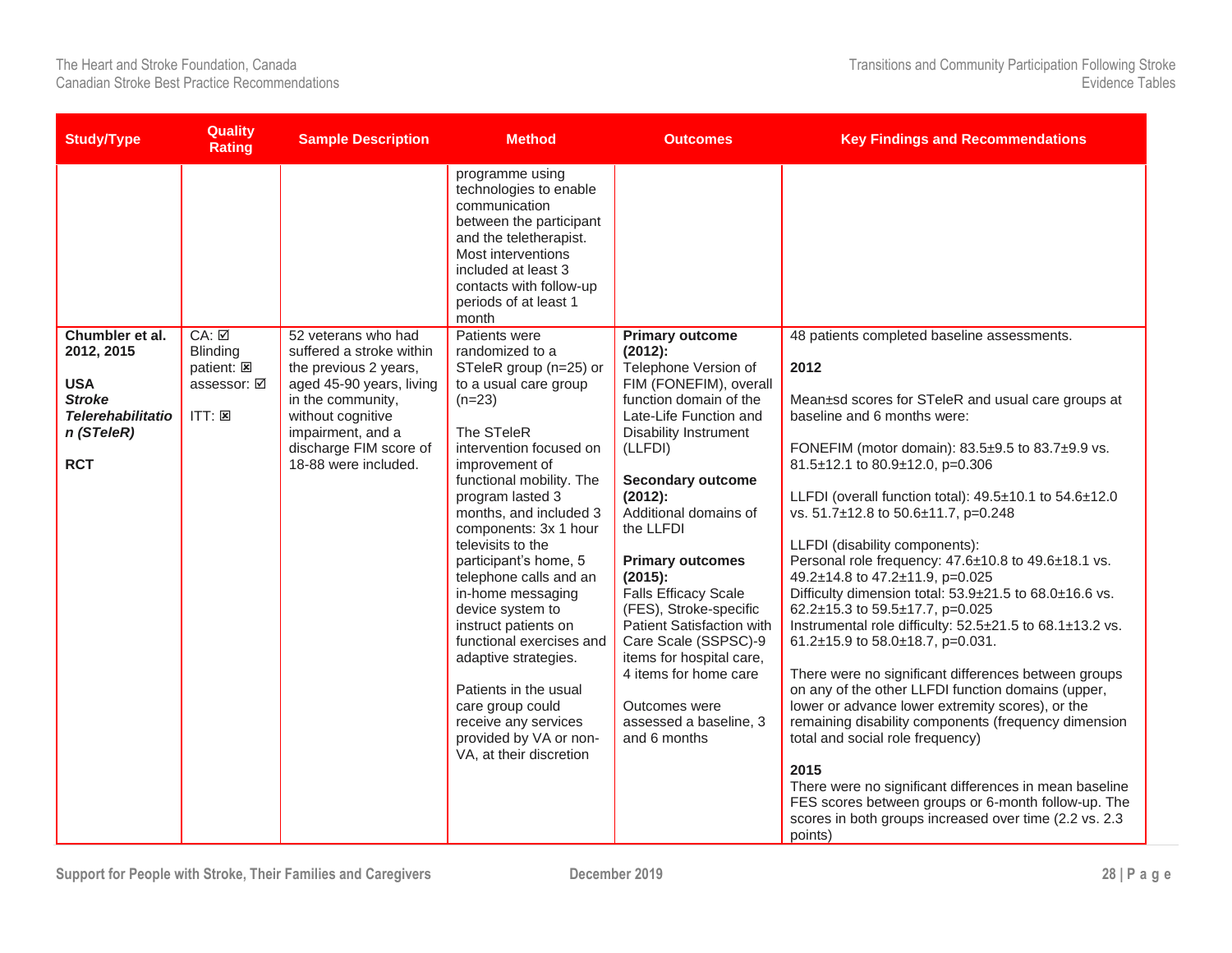| Study/Type | Quality Rating | Sample Description | Method | Outcomes | Key Findings and Recommendations |
|---|---|---|---|---|---|
| | | | programme using technologies to enable communication between the participant and the teletherapist. Most interventions included at least 3 contacts with follow-up periods of at least 1 month | | |
| **Chumbler et al. 2012, 2015**<br><br>**USA**<br>***Stroke Telerehabilitation (STeleR)***<br><br>**RCT** | CA: ☑<br>Blinding patient: ☒<br>assessor: ☑<br><br>ITT: ☒ | 52 veterans who had suffered a stroke within the previous 2 years, aged 45-90 years, living in the community, without cognitive impairment, and a discharge FIM score of 18-88 were included. | Patients were randomized to a STeleR group (n=25) or to a usual care group (n=23)<br><br>The STeleR intervention focused on improvement of functional mobility. The program lasted 3 months, and included 3 components: 3x 1 hour televisits to the participant's home, 5 telephone calls and an in-home messaging device system to instruct patients on functional exercises and adaptive strategies.<br><br>Patients in the usual care group could receive any services provided by VA or non-VA, at their discretion | **Primary outcome (2012):**<br>Telephone Version of FIM (FONEFIM), overall function domain of the Late-Life Function and Disability Instrument (LLFDI)<br><br>**Secondary outcome (2012):**<br>Additional domains of the LLFDI<br><br>**Primary outcomes (2015):**<br>Falls Efficacy Scale (FES), Stroke-specific Patient Satisfaction with Care Scale (SSPSC)-9 items for hospital care, 4 items for home care<br><br>Outcomes were assessed a baseline, 3 and 6 months | 48 patients completed baseline assessments.<br><br>**2012**<br><br>Mean±sd scores for STeleR and usual care groups at baseline and 6 months were:<br><br>FONEFIM (motor domain): 83.5±9.5 to 83.7±9.9 vs. 81.5±12.1 to 80.9±12.0, $p=0.306$<br><br>LLFDI (overall function total): 49.5±10.1 to 54.6±12.0 vs. 51.7±12.8 to 50.6±11.7, $p=0.248$<br><br>LLFDI (disability components):<br>Personal role frequency: 47.6±10.8 to 49.6±18.1 vs. 49.2±14.8 to 47.2±11.9, $p=0.025$<br>Difficulty dimension total: 53.9±21.5 to 68.0±16.6 vs. 62.2±15.3 to 59.5±17.7, $p=0.025$<br>Instrumental role difficulty: 52.5±21.5 to 68.1±13.2 vs. 61.2±15.9 to 58.0±18.7, $p=0.031$.<br><br>There were no significant differences between groups on any of the other LLFDI function domains (upper, lower or advance lower extremity scores), or the remaining disability components (frequency dimension total and social role frequency)<br><br>**2015**<br>There were no significant differences in mean baseline FES scores between groups or 6-month follow-up. The scores in both groups increased over time (2.2 vs. 2.3 points) |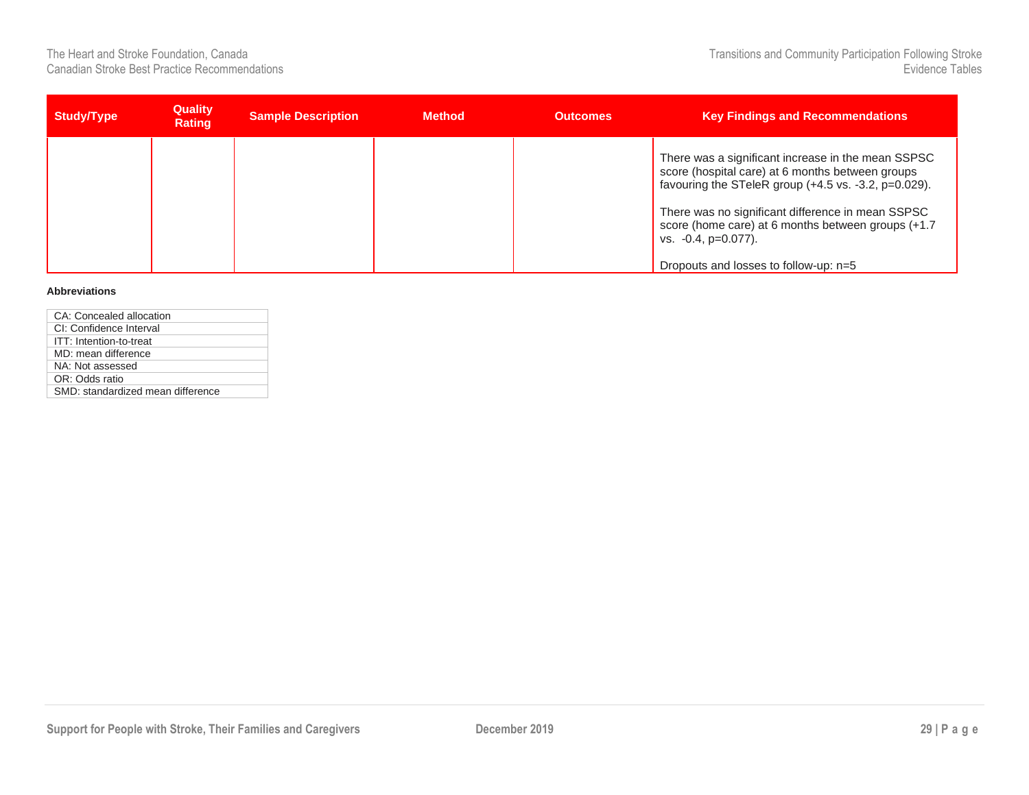| Study/Type | Quality Rating | Sample Description | Method | Outcomes | Key Findings and Recommendations |
|---|---|---|---|---|---|
| | | | | | There was a significant increase in the mean SSPSC score (hospital care) at 6 months between groups favouring the STeleR group (+4.5 vs. -3.2, p=0.029).<br><br>There was no significant difference in mean SSPSC score (home care) at 6 months between groups (+1.7 vs. -0.4, p=0.077).<br><br>Dropouts and losses to follow-up: n=5 |

**Abbreviations**

| |
|---|
| CA: Concealed allocation |
| CI: Confidence Interval |
| ITT: Intention-to-treat |
| MD: mean difference |
| NA: Not assessed |
| OR: Odds ratio |
| SMD: standardized mean difference |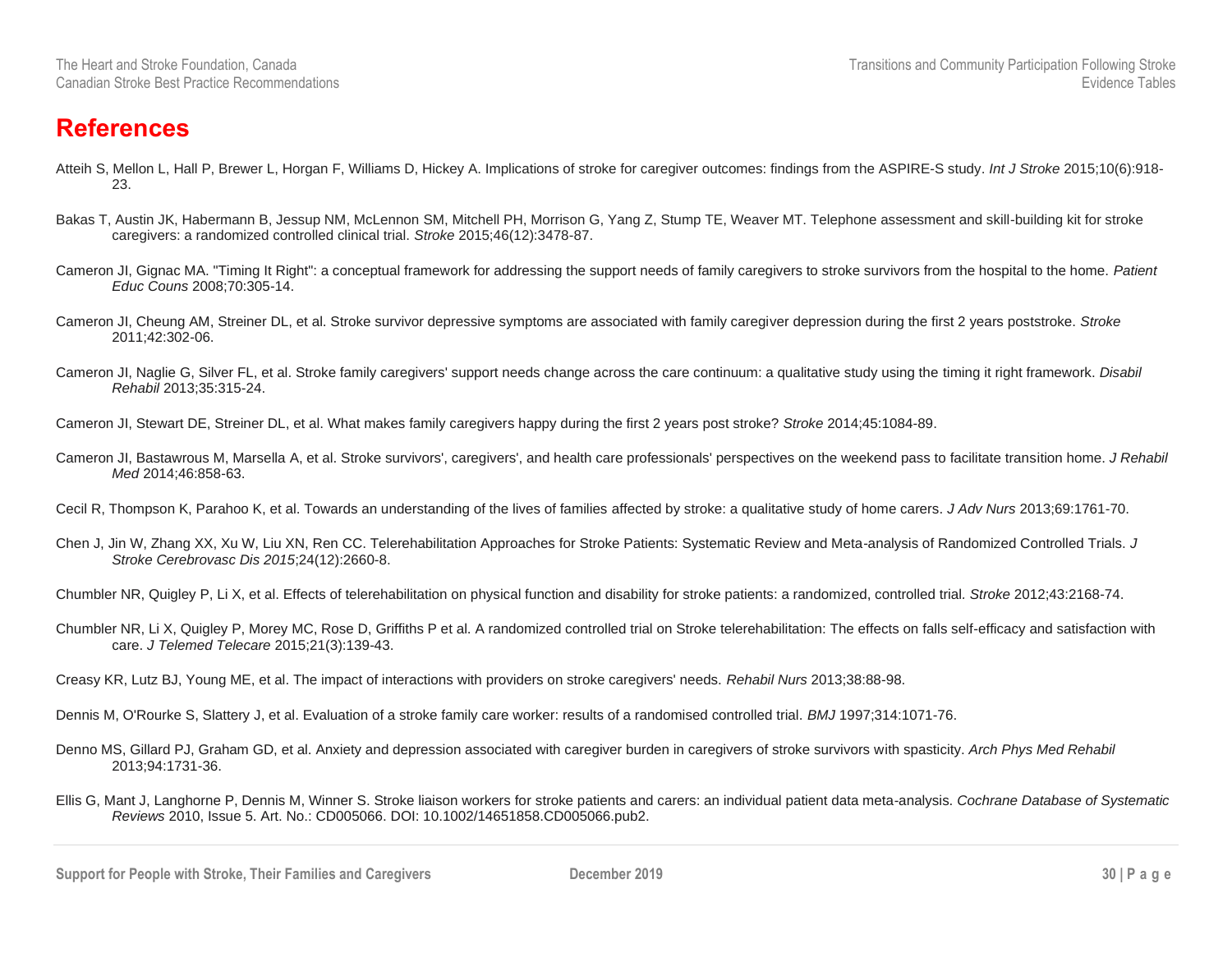# References

Atteih S, Mellon L, Hall P, Brewer L, Horgan F, Williams D, Hickey A. Implications of stroke for caregiver outcomes: findings from the ASPIRE-S study. *Int J Stroke* 2015;10(6):918-23.

Bakas T, Austin JK, Habermann B, Jessup NM, McLennon SM, Mitchell PH, Morrison G, Yang Z, Stump TE, Weaver MT. Telephone assessment and skill-building kit for stroke caregivers: a randomized controlled clinical trial. *Stroke* 2015;46(12):3478-87.

Cameron JI, Gignac MA. "Timing It Right": a conceptual framework for addressing the support needs of family caregivers to stroke survivors from the hospital to the home. *Patient Educ Couns* 2008;70:305-14.

Cameron JI, Cheung AM, Streiner DL, et al. Stroke survivor depressive symptoms are associated with family caregiver depression during the first 2 years poststroke. *Stroke* 2011;42:302-06.

Cameron JI, Naglie G, Silver FL, et al. Stroke family caregivers' support needs change across the care continuum: a qualitative study using the timing it right framework. *Disabil Rehabil* 2013;35:315-24.

Cameron JI, Stewart DE, Streiner DL, et al. What makes family caregivers happy during the first 2 years post stroke? *Stroke* 2014;45:1084-89.

Cameron JI, Bastawrous M, Marsella A, et al. Stroke survivors', caregivers', and health care professionals' perspectives on the weekend pass to facilitate transition home. *J Rehabil Med* 2014;46:858-63.

Cecil R, Thompson K, Parahoo K, et al. Towards an understanding of the lives of families affected by stroke: a qualitative study of home carers. *J Adv Nurs* 2013;69:1761-70.

Chen J, Jin W, Zhang XX, Xu W, Liu XN, Ren CC. Telerehabilitation Approaches for Stroke Patients: Systematic Review and Meta-analysis of Randomized Controlled Trials. *J Stroke Cerebrovasc Dis 2015*;24(12):2660-8.

Chumbler NR, Quigley P, Li X, et al. Effects of telerehabilitation on physical function and disability for stroke patients: a randomized, controlled trial. *Stroke* 2012;43:2168-74.

Chumbler NR, Li X, Quigley P, Morey MC, Rose D, Griffiths P et al. A randomized controlled trial on Stroke telerehabilitation: The effects on falls self-efficacy and satisfaction with care. *J Telemed Telecare* 2015;21(3):139-43.

Creasy KR, Lutz BJ, Young ME, et al. The impact of interactions with providers on stroke caregivers' needs. *Rehabil Nurs* 2013;38:88-98.

Dennis M, O'Rourke S, Slattery J, et al. Evaluation of a stroke family care worker: results of a randomised controlled trial. *BMJ* 1997;314:1071-76.

Denno MS, Gillard PJ, Graham GD, et al. Anxiety and depression associated with caregiver burden in caregivers of stroke survivors with spasticity. *Arch Phys Med Rehabil* 2013;94:1731-36.

Ellis G, Mant J, Langhorne P, Dennis M, Winner S. Stroke liaison workers for stroke patients and carers: an individual patient data meta-analysis. *Cochrane Database of Systematic Reviews* 2010, Issue 5. Art. No.: CD005066. DOI: 10.1002/14651858.CD005066.pub2.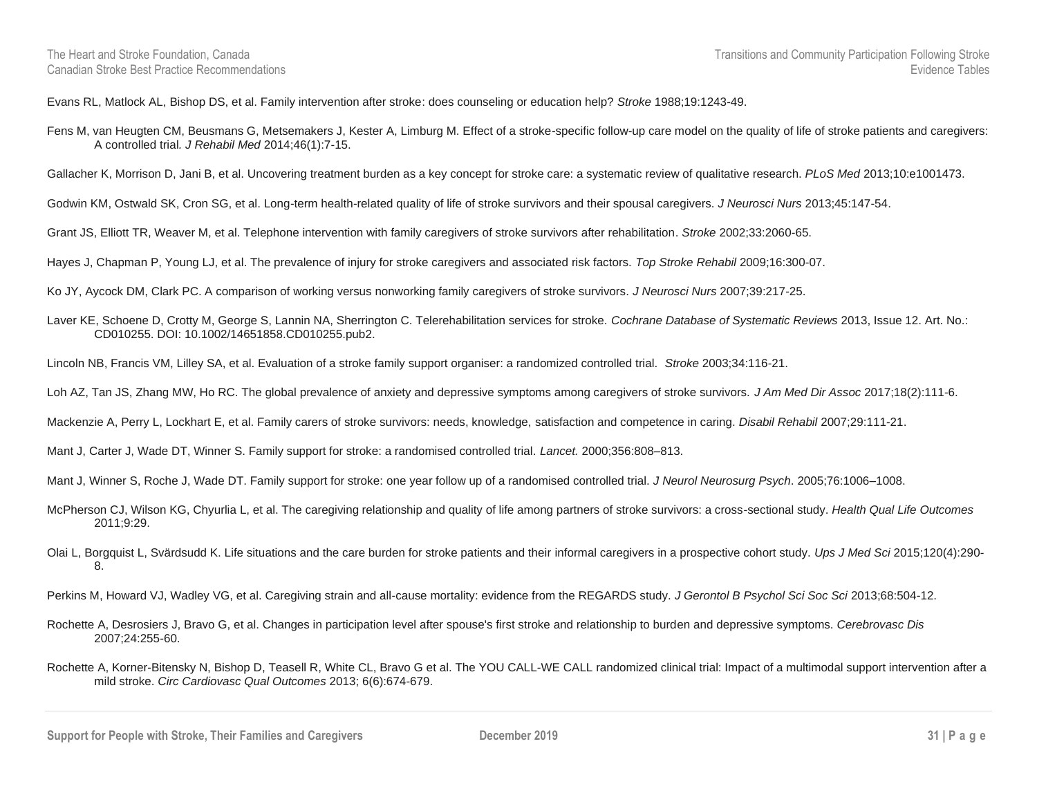Evans RL, Matlock AL, Bishop DS, et al. Family intervention after stroke: does counseling or education help? *Stroke* 1988;19:1243-49.

Fens M, van Heugten CM, Beusmans G, Metsemakers J, Kester A, Limburg M. Effect of a stroke-specific follow-up care model on the quality of life of stroke patients and caregivers: A controlled trial*. J Rehabil Med* 2014;46(1):7-15.

Gallacher K, Morrison D, Jani B, et al. Uncovering treatment burden as a key concept for stroke care: a systematic review of qualitative research. *PLoS Med* 2013;10:e1001473.

Godwin KM, Ostwald SK, Cron SG, et al. Long-term health-related quality of life of stroke survivors and their spousal caregivers. *J Neurosci Nurs* 2013;45:147-54.

Grant JS, Elliott TR, Weaver M, et al. Telephone intervention with family caregivers of stroke survivors after rehabilitation. *Stroke* 2002;33:2060-65.

Hayes J, Chapman P, Young LJ, et al. The prevalence of injury for stroke caregivers and associated risk factors. *Top Stroke Rehabil* 2009;16:300-07.

Ko JY, Aycock DM, Clark PC. A comparison of working versus nonworking family caregivers of stroke survivors. *J Neurosci Nurs* 2007;39:217-25.

Laver KE, Schoene D, Crotty M, George S, Lannin NA, Sherrington C. Telerehabilitation services for stroke. *Cochrane Database of Systematic Reviews* 2013, Issue 12. Art. No.: CD010255. DOI: 10.1002/14651858.CD010255.pub2.

Lincoln NB, Francis VM, Lilley SA, et al. Evaluation of a stroke family support organiser: a randomized controlled trial. *Stroke* 2003;34:116-21.

Loh AZ, Tan JS, Zhang MW, Ho RC. The global prevalence of anxiety and depressive symptoms among caregivers of stroke survivors. *J Am Med Dir Assoc* 2017;18(2):111-6.

Mackenzie A, Perry L, Lockhart E, et al. Family carers of stroke survivors: needs, knowledge, satisfaction and competence in caring. *Disabil Rehabil* 2007;29:111-21.

Mant J, Carter J, Wade DT, Winner S. Family support for stroke: a randomised controlled trial. *Lancet.* 2000;356:808–813.

Mant J, Winner S, Roche J, Wade DT. Family support for stroke: one year follow up of a randomised controlled trial. *J Neurol Neurosurg Psych*. 2005;76:1006–1008.

McPherson CJ, Wilson KG, Chyurlia L, et al. The caregiving relationship and quality of life among partners of stroke survivors: a cross-sectional study. *Health Qual Life Outcomes* 2011;9:29.

Olai L, Borgquist L, Svärdsudd K. Life situations and the care burden for stroke patients and their informal caregivers in a prospective cohort study. *Ups J Med Sci* 2015;120(4):290-8.

Perkins M, Howard VJ, Wadley VG, et al. Caregiving strain and all-cause mortality: evidence from the REGARDS study. *J Gerontol B Psychol Sci Soc Sci* 2013;68:504-12.

Rochette A, Desrosiers J, Bravo G, et al. Changes in participation level after spouse's first stroke and relationship to burden and depressive symptoms. *Cerebrovasc Dis* 2007;24:255-60.

Rochette A, Korner-Bitensky N, Bishop D, Teasell R, White CL, Bravo G et al. The YOU CALL-WE CALL randomized clinical trial: Impact of a multimodal support intervention after a mild stroke. *Circ Cardiovasc Qual Outcomes* 2013; 6(6):674-679.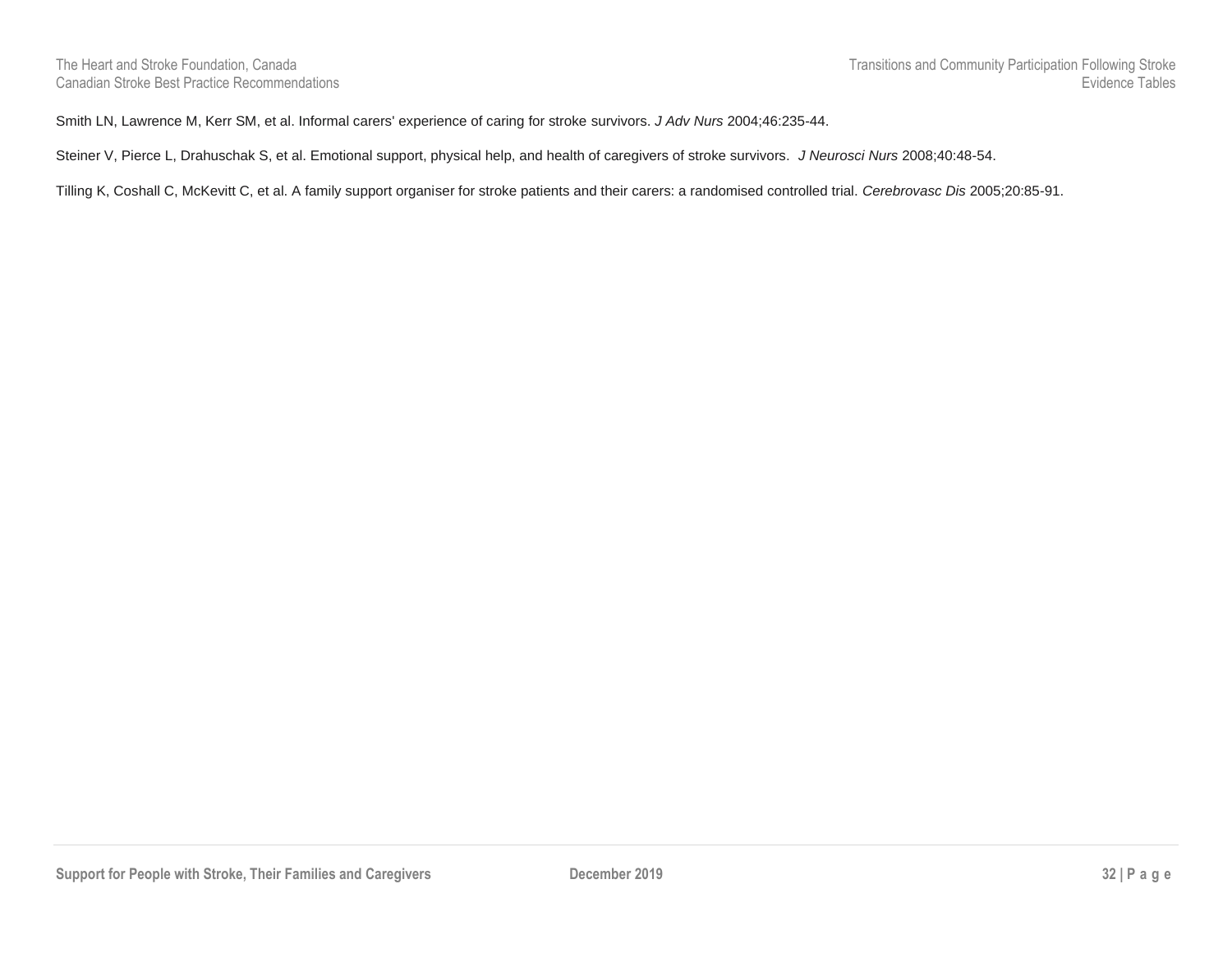Smith LN, Lawrence M, Kerr SM, et al. Informal carers' experience of caring for stroke survivors. *J Adv Nurs* 2004;46:235-44.

Steiner V, Pierce L, Drahuschak S, et al. Emotional support, physical help, and health of caregivers of stroke survivors. *J Neurosci Nurs* 2008;40:48-54.

Tilling K, Coshall C, McKevitt C, et al. A family support organiser for stroke patients and their carers: a randomised controlled trial. *Cerebrovasc Dis* 2005;20:85-91.